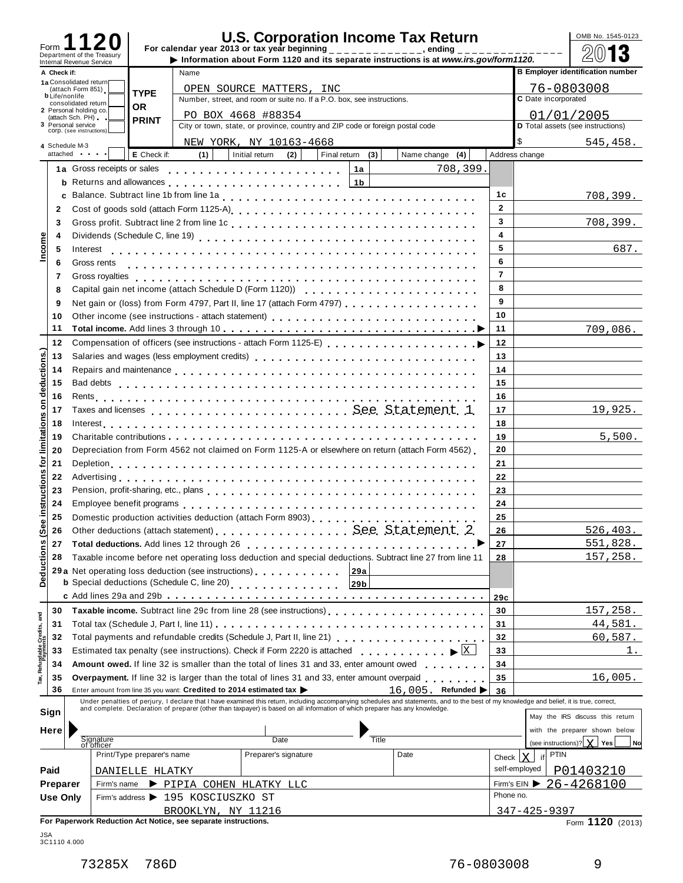# Form 1120 — U.S. Corporation Income Tax Return

Department of the Treasury
Internal Revenue Service

For calendar year 2013 or tax year beginning _____________, ending _____________

▶ Information about Form 1120 and its separate instructions is at *www.irs.gov/form1120*.

OMB No. 1545-0123

**2013**

| A Check if: | | |
|---|---|---|
| 1a Consolidated return (attach Form 851) | Name: OPEN SOURCE MATTERS, INC | B Employer identification number: 76-0803008 |
| b Life/nonlife consolidated return | Number, street, and room or suite no. If a P.O. box, see instructions: PO BOX 4668 #88354 | C Date incorporated: 01/01/2005 |
| 2 Personal holding co. (attach Sch. PH) | City or town, state, or province, country and ZIP code or foreign postal code: NEW YORK, NY 10163-4668 | D Total assets (see instructions): $ 545,458. |
| 3 Personal service corp. (see instructions) | | |
| 4 Schedule M-3 attached | E Check if: (1) Initial return (2) Final return (3) Name change (4) Address change | |

TYPE OR PRINT

## Income

| Line | Description | | Amount |
|---|---|---|---|
| 1a | Gross receipts or sales | 1a | 708,399. |
| b | Returns and allowances | 1b | |
| c | Balance. Subtract line 1b from line 1a | 1c | 708,399. |
| 2 | Cost of goods sold (attach Form 1125-A) | 2 | |
| 3 | Gross profit. Subtract line 2 from line 1c | 3 | 708,399. |
| 4 | Dividends (Schedule C, line 19) | 4 | |
| 5 | Interest | 5 | 687. |
| 6 | Gross rents | 6 | |
| 7 | Gross royalties | 7 | |
| 8 | Capital gain net income (attach Schedule D (Form 1120)) | 8 | |
| 9 | Net gain or (loss) from Form 4797, Part II, line 17 (attach Form 4797) | 9 | |
| 10 | Other income (see instructions - attach statement) | 10 | |
| 11 | **Total income.** Add lines 3 through 10 ▶ | 11 | 709,086. |

## Deductions (See instructions for limitations on deductions.)

| Line | Description | | Amount |
|---|---|---|---|
| 12 | Compensation of officers (see instructions - attach Form 1125-E) ▶ | 12 | |
| 13 | Salaries and wages (less employment credits) | 13 | |
| 14 | Repairs and maintenance | 14 | |
| 15 | Bad debts | 15 | |
| 16 | Rents | 16 | |
| 17 | Taxes and licenses — See Statement 1 | 17 | 19,925. |
| 18 | Interest | 18 | |
| 19 | Charitable contributions | 19 | 5,500. |
| 20 | Depreciation from Form 4562 not claimed on Form 1125-A or elsewhere on return (attach Form 4562) | 20 | |
| 21 | Depletion | 21 | |
| 22 | Advertising | 22 | |
| 23 | Pension, profit-sharing, etc., plans | 23 | |
| 24 | Employee benefit programs | 24 | |
| 25 | Domestic production activities deduction (attach Form 8903) | 25 | |
| 26 | Other deductions (attach statement) — See Statement 2 | 26 | 526,403. |
| 27 | **Total deductions.** Add lines 12 through 26 ▶ | 27 | 551,828. |
| 28 | Taxable income before net operating loss deduction and special deductions. Subtract line 27 from line 11 | 28 | 157,258. |
| 29a | Net operating loss deduction (see instructions) | 29a | |
| b | Special deductions (Schedule C, line 20) | 29b | |
| c | Add lines 29a and 29b | 29c | |

## Tax, Refundable Credits, and Payments

| Line | Description | | Amount |
|---|---|---|---|
| 30 | **Taxable income.** Subtract line 29c from line 28 (see instructions) | 30 | 157,258. |
| 31 | Total tax (Schedule J, Part I, line 11) | 31 | 44,581. |
| 32 | Total payments and refundable credits (Schedule J, Part II, line 21) | 32 | 60,587. |
| 33 | Estimated tax penalty (see instructions). Check if Form 2220 is attached ▶ [X] | 33 | 1. |
| 34 | **Amount owed.** If line 32 is smaller than the total of lines 31 and 33, enter amount owed | 34 | |
| 35 | **Overpayment.** If line 32 is larger than the total of lines 31 and 33, enter amount overpaid | 35 | 16,005. |
| 36 | Enter amount from line 35 you want: **Credited to 2014 estimated tax ▶** 16,005. **Refunded ▶** | 36 | |

## Sign Here

Under penalties of perjury, I declare that I have examined this return, including accompanying schedules and statements, and to the best of my knowledge and belief, it is true, correct, and complete. Declaration of preparer (other than taxpayer) is based on all information of which preparer has any knowledge.

Signature of officer | Date | Title

May the IRS discuss this return with the preparer shown below (see instructions)? [X] Yes [ ] No

## Paid Preparer Use Only

| Print/Type preparer's name | Preparer's signature | Date | Check [X] if self-employed | PTIN |
|---|---|---|---|---|
| DANIELLE HLATKY | | | | P01403210 |

Firm's name ▶ PIPIA COHEN HLATKY LLC — Firm's EIN ▶ 26-4268100

Firm's address ▶ 195 KOSCIUSZKO ST, BROOKLYN, NY 11216 — Phone no. 347-425-9397

**For Paperwork Reduction Act Notice, see separate instructions.** Form **1120** (2013)

JSA 3C1110 4.000

73285X 786D 76-0803008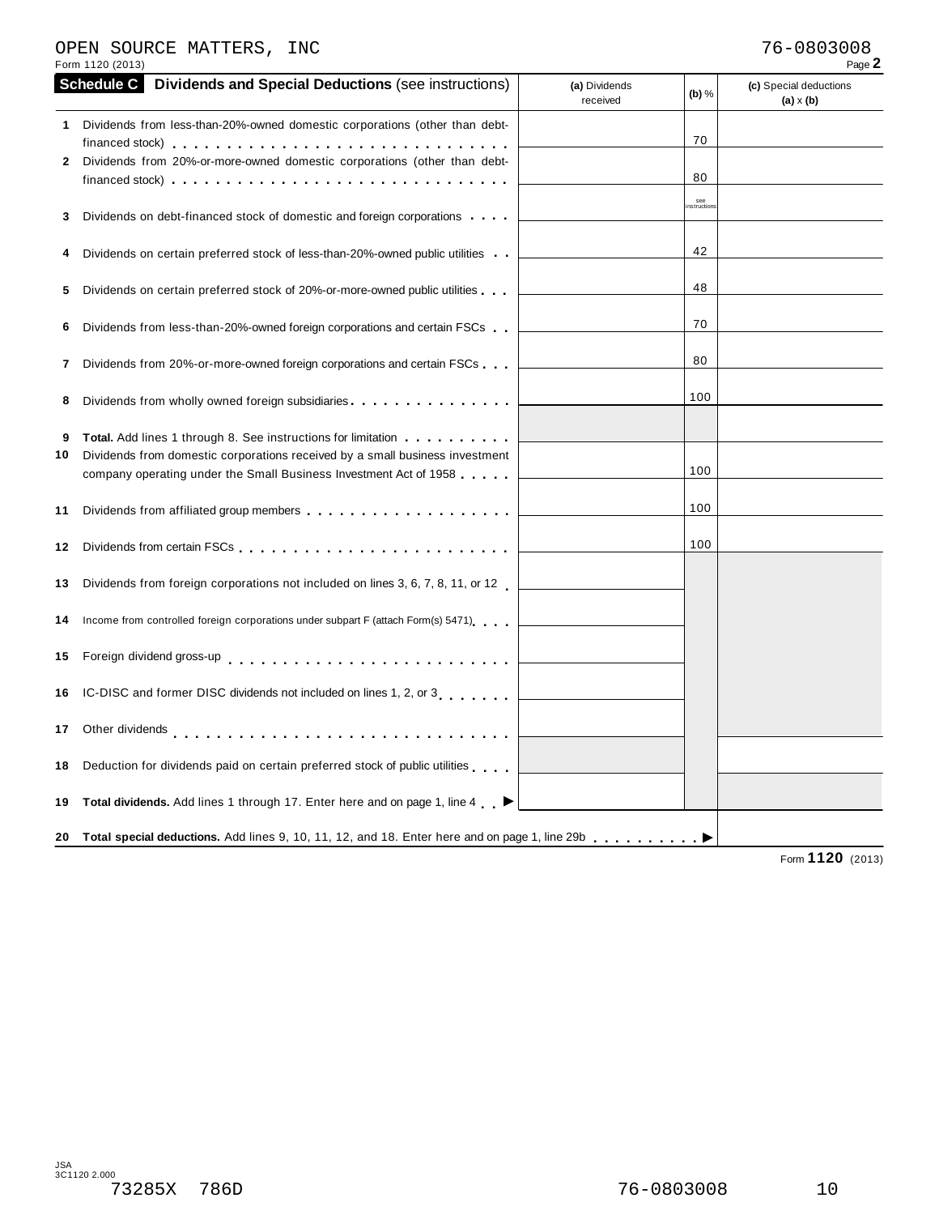OPEN SOURCE MATTERS, INC 76-0803008

Form 1120 (2013)

## Schedule C Dividends and Special Deductions (see instructions)

| | | (a) Dividends received | (b) % | (c) Special deductions (a) x (b) |
|---|---|---|---|---|
| 1 | Dividends from less-than-20%-owned domestic corporations (other than debt-financed stock) | | 70 | |
| 2 | Dividends from 20%-or-more-owned domestic corporations (other than debt-financed stock) | | 80 | |
| 3 | Dividends on debt-financed stock of domestic and foreign corporations | | see instructions | |
| 4 | Dividends on certain preferred stock of less-than-20%-owned public utilities | | 42 | |
| 5 | Dividends on certain preferred stock of 20%-or-more-owned public utilities | | 48 | |
| 6 | Dividends from less-than-20%-owned foreign corporations and certain FSCs | | 70 | |
| 7 | Dividends from 20%-or-more-owned foreign corporations and certain FSCs | | 80 | |
| 8 | Dividends from wholly owned foreign subsidiaries | | 100 | |
| 9 | **Total.** Add lines 1 through 8. See instructions for limitation | | | |
| 10 | Dividends from domestic corporations received by a small business investment company operating under the Small Business Investment Act of 1958 | | 100 | |
| 11 | Dividends from affiliated group members | | 100 | |
| 12 | Dividends from certain FSCs | | 100 | |
| 13 | Dividends from foreign corporations not included on lines 3, 6, 7, 8, 11, or 12 | | | |
| 14 | Income from controlled foreign corporations under subpart F (attach Form(s) 5471) | | | |
| 15 | Foreign dividend gross-up | | | |
| 16 | IC-DISC and former DISC dividends not included on lines 1, 2, or 3 | | | |
| 17 | Other dividends | | | |
| 18 | Deduction for dividends paid on certain preferred stock of public utilities | | | |
| 19 | **Total dividends.** Add lines 1 through 17. Enter here and on page 1, line 4 ▶ | | | |
| 20 | **Total special deductions.** Add lines 9, 10, 11, 12, and 18. Enter here and on page 1, line 29b ▶ | | | |

Form **1120** (2013)

JSA
3C1120 2.000

73285X 786D 76-0803008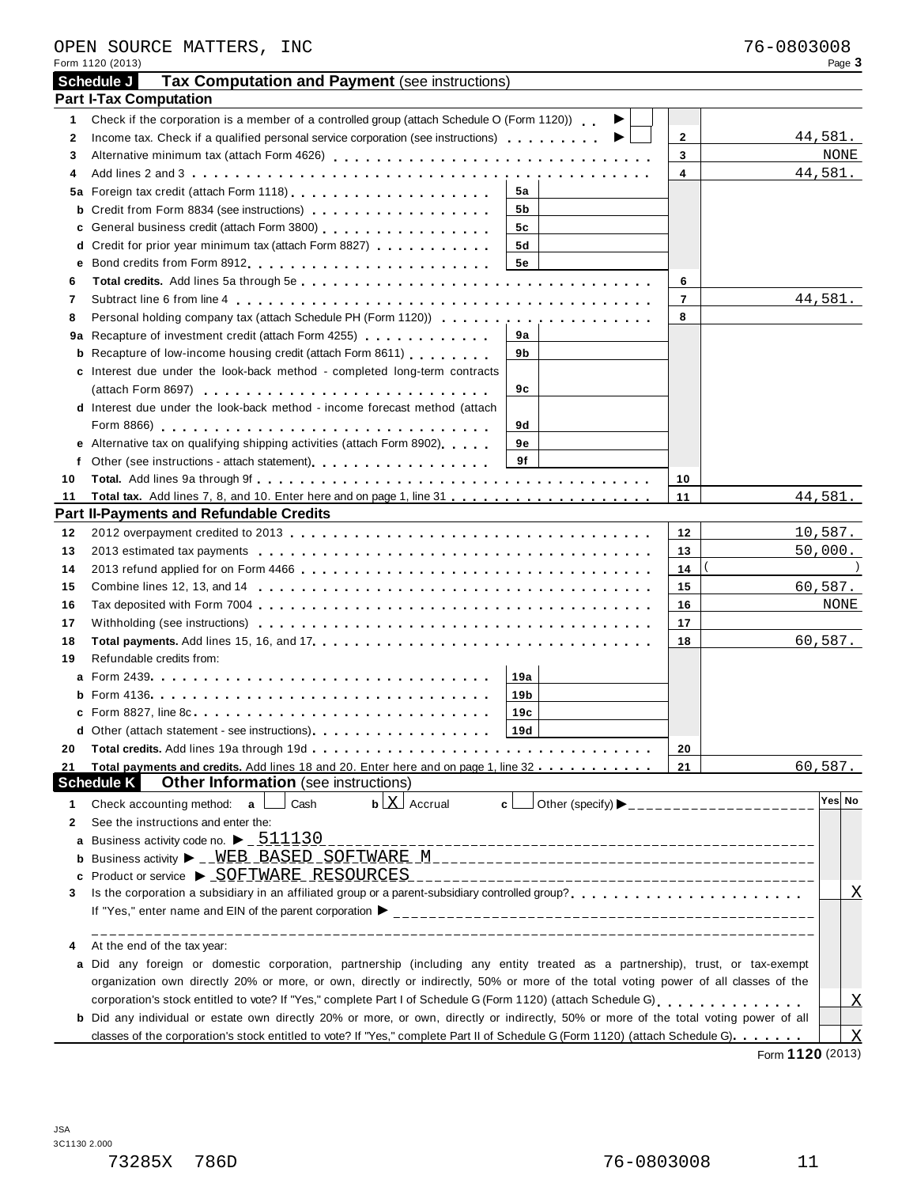OPEN SOURCE MATTERS, INC 76-0803008

Form 1120 (2013)

## Schedule J Tax Computation and Payment (see instructions)

### Part I-Tax Computation

| Line | Description | | Amount | Line | Amount |
|---|---|---|---|---|---|
| 1 | Check if the corporation is a member of a controlled group (attach Schedule O (Form 1120)) ▶ ☐ | | | | |
| 2 | Income tax. Check if a qualified personal service corporation (see instructions) ▶ ☐ | | | 2 | 44,581. |
| 3 | Alternative minimum tax (attach Form 4626) | | | 3 | NONE |
| 4 | Add lines 2 and 3 | | | 4 | 44,581. |
| 5a | Foreign tax credit (attach Form 1118) | 5a | | | |
| b | Credit from Form 8834 (see instructions) | 5b | | | |
| c | General business credit (attach Form 3800) | 5c | | | |
| d | Credit for prior year minimum tax (attach Form 8827) | 5d | | | |
| e | Bond credits from Form 8912 | 5e | | | |
| 6 | **Total credits.** Add lines 5a through 5e | | | 6 | |
| 7 | Subtract line 6 from line 4 | | | 7 | 44,581. |
| 8 | Personal holding company tax (attach Schedule PH (Form 1120)) | | | 8 | |
| 9a | Recapture of investment credit (attach Form 4255) | 9a | | | |
| b | Recapture of low-income housing credit (attach Form 8611) | 9b | | | |
| c | Interest due under the look-back method - completed long-term contracts (attach Form 8697) | 9c | | | |
| d | Interest due under the look-back method - income forecast method (attach Form 8866) | 9d | | | |
| e | Alternative tax on qualifying shipping activities (attach Form 8902) | 9e | | | |
| f | Other (see instructions - attach statement) | 9f | | | |
| 10 | **Total.** Add lines 9a through 9f | | | 10 | |
| 11 | **Total tax.** Add lines 7, 8, and 10. Enter here and on page 1, line 31 | | | 11 | 44,581. |

### Part II-Payments and Refundable Credits

| Line | Description | | Amount | Line | Amount |
|---|---|---|---|---|---|
| 12 | 2012 overpayment credited to 2013 | | | 12 | 10,587. |
| 13 | 2013 estimated tax payments | | | 13 | 50,000. |
| 14 | 2013 refund applied for on Form 4466 | | | 14 | ( ) |
| 15 | Combine lines 12, 13, and 14 | | | 15 | 60,587. |
| 16 | Tax deposited with Form 7004 | | | 16 | NONE |
| 17 | Withholding (see instructions) | | | 17 | |
| 18 | **Total payments.** Add lines 15, 16, and 17 | | | 18 | 60,587. |
| 19 | Refundable credits from: | | | | |
| a | Form 2439 | 19a | | | |
| b | Form 4136 | 19b | | | |
| c | Form 8827, line 8c | 19c | | | |
| d | Other (attach statement - see instructions) | 19d | | | |
| 20 | **Total credits.** Add lines 19a through 19d | | | 20 | |
| 21 | **Total payments and credits.** Add lines 18 and 20. Enter here and on page 1, line 32 | | | 21 | 60,587. |

## Schedule K Other Information (see instructions)

| Line | Description | Yes | No |
|---|---|---|---|
| 1 | Check accounting method: a ☐ Cash b ☒ Accrual c ☐ Other (specify) ▶ | | |
| 2 | See the instructions and enter the: | | |
| a | Business activity code no. ▶ 511130 | | |
| b | Business activity ▶ WEB BASED SOFTWARE M | | |
| c | Product or service ▶ SOFTWARE RESOURCES | | |
| 3 | Is the corporation a subsidiary in an affiliated group or a parent-subsidiary controlled group? If "Yes," enter name and EIN of the parent corporation ▶ | | X |
| 4 | At the end of the tax year: | | |
| a | Did any foreign or domestic corporation, partnership (including any entity treated as a partnership), trust, or tax-exempt organization own directly 20% or more, or own, directly or indirectly, 50% or more of the total voting power of all classes of the corporation's stock entitled to vote? If "Yes," complete Part I of Schedule G (Form 1120) (attach Schedule G) | | X |
| b | Did any individual or estate own directly 20% or more, or own, directly or indirectly, 50% or more of the total voting power of all classes of the corporation's stock entitled to vote? If "Yes," complete Part II of Schedule G (Form 1120) (attach Schedule G) | | X |

Form **1120** (2013)

JSA
3C1130 2.000

73285X 786D 76-0803008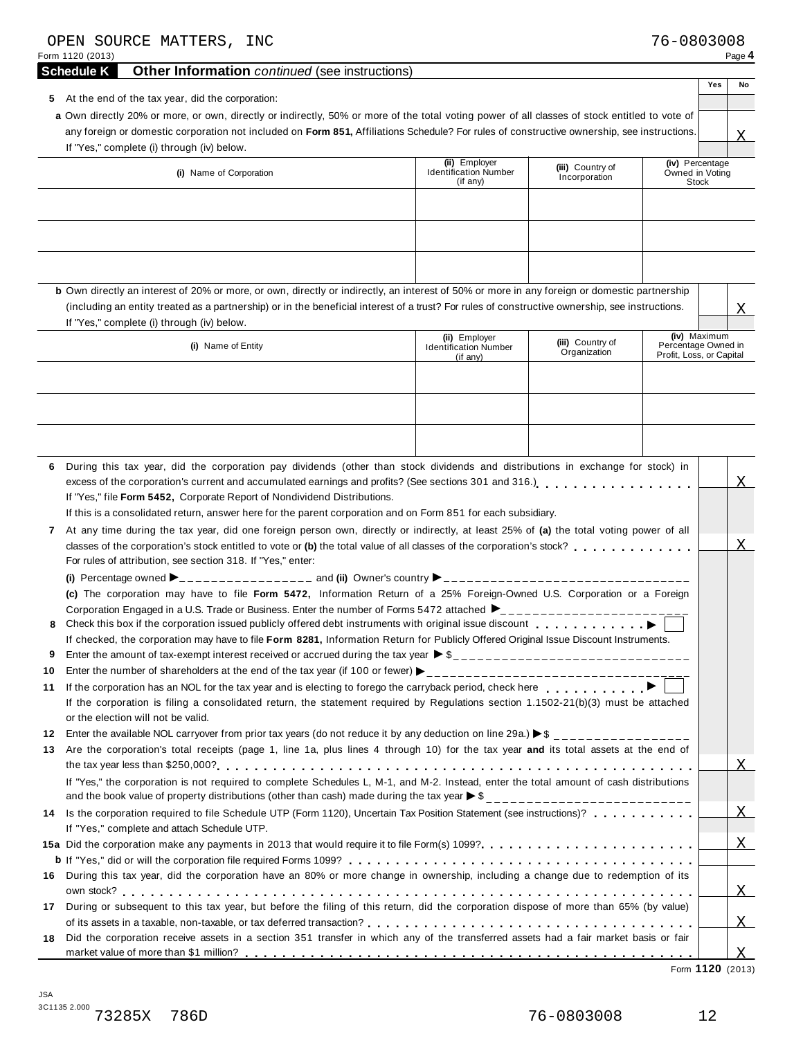OPEN SOURCE MATTERS, INC 76-0803008

Form 1120 (2013) Page **4**

## Schedule K — Other Information *continued* (see instructions)

| | Yes | No |
|---|---|---|
| **5** At the end of the tax year, did the corporation: | | |
| **a** Own directly 20% or more, or own, directly or indirectly, 50% or more of the total voting power of all classes of stock entitled to vote of any foreign or domestic corporation not included on **Form 851,** Affiliations Schedule? For rules of constructive ownership, see instructions. If "Yes," complete (i) through (iv) below. | | X |

| **(i)** Name of Corporation | **(ii)** Employer Identification Number (if any) | **(iii)** Country of Incorporation | **(iv)** Percentage Owned in Voting Stock |
|---|---|---|---|
| | | | |
| | | | |
| | | | |

| | Yes | No |
|---|---|---|
| **b** Own directly an interest of 20% or more, or own, directly or indirectly, an interest of 50% or more in any foreign or domestic partnership (including an entity treated as a partnership) or in the beneficial interest of a trust? For rules of constructive ownership, see instructions. If "Yes," complete (i) through (iv) below. | | X |

| **(i)** Name of Entity | **(ii)** Employer Identification Number (if any) | **(iii)** Country of Organization | **(iv)** Maximum Percentage Owned in Profit, Loss, or Capital |
|---|---|---|---|
| | | | |
| | | | |
| | | | |

| | Yes | No |
|---|---|---|
| **6** During this tax year, did the corporation pay dividends (other than stock dividends and distributions in exchange for stock) in excess of the corporation's current and accumulated earnings and profits? (See sections 301 and 316.) If "Yes," file **Form 5452,** Corporate Report of Nondividend Distributions. If this is a consolidated return, answer here for the parent corporation and on Form 851 for each subsidiary. | | X |
| **7** At any time during the tax year, did one foreign person own, directly or indirectly, at least 25% of **(a)** the total voting power of all classes of the corporation's stock entitled to vote or **(b)** the total value of all classes of the corporation's stock? For rules of attribution, see section 318. If "Yes," enter: **(i)** Percentage owned ▶ ________ and **(ii)** Owner's country ▶ ________ **(c)** The corporation may have to file **Form 5472,** Information Return of a 25% Foreign-Owned U.S. Corporation or a Foreign Corporation Engaged in a U.S. Trade or Business. Enter the number of Forms 5472 attached ▶ ________ | | X |
| **8** Check this box if the corporation issued publicly offered debt instruments with original issue discount ▶ ☐ If checked, the corporation may have to file **Form 8281,** Information Return for Publicly Offered Original Issue Discount Instruments. | | |
| **9** Enter the amount of tax-exempt interest received or accrued during the tax year ▶ $ ________ | | |
| **10** Enter the number of shareholders at the end of the tax year (if 100 or fewer) ▶ ________ | | |
| **11** If the corporation has an NOL for the tax year and is electing to forego the carryback period, check here ▶ ☐ If the corporation is filing a consolidated return, the statement required by Regulations section 1.1502-21(b)(3) must be attached or the election will not be valid. | | |
| **12** Enter the available NOL carryover from prior tax years (do not reduce it by any deduction on line 29a.) ▶ $ ________ | | |
| **13** Are the corporation's total receipts (page 1, line 1a, plus lines 4 through 10) for the tax year **and** its total assets at the end of the tax year less than $250,000? If "Yes," the corporation is not required to complete Schedules L, M-1, and M-2. Instead, enter the total amount of cash distributions and the book value of property distributions (other than cash) made during the tax year ▶ $ ________ | | X |
| **14** Is the corporation required to file Schedule UTP (Form 1120), Uncertain Tax Position Statement (see instructions)? If "Yes," complete and attach Schedule UTP. | | X |
| **15a** Did the corporation make any payments in 2013 that would require it to file Form(s) 1099? | | X |
| **b** If "Yes," did or will the corporation file required Forms 1099? | | |
| **16** During this tax year, did the corporation have an 80% or more change in ownership, including a change due to redemption of its own stock? | | X |
| **17** During or subsequent to this tax year, but before the filing of this return, did the corporation dispose of more than 65% (by value) of its assets in a taxable, non-taxable, or tax deferred transaction? | | X |
| **18** Did the corporation receive assets in a section 351 transfer in which any of the transferred assets had a fair market basis or fair market value of more than $1 million? | | X |

Form **1120** (2013)

JSA 3C1135 2.000 73285X 786D 76-0803008 12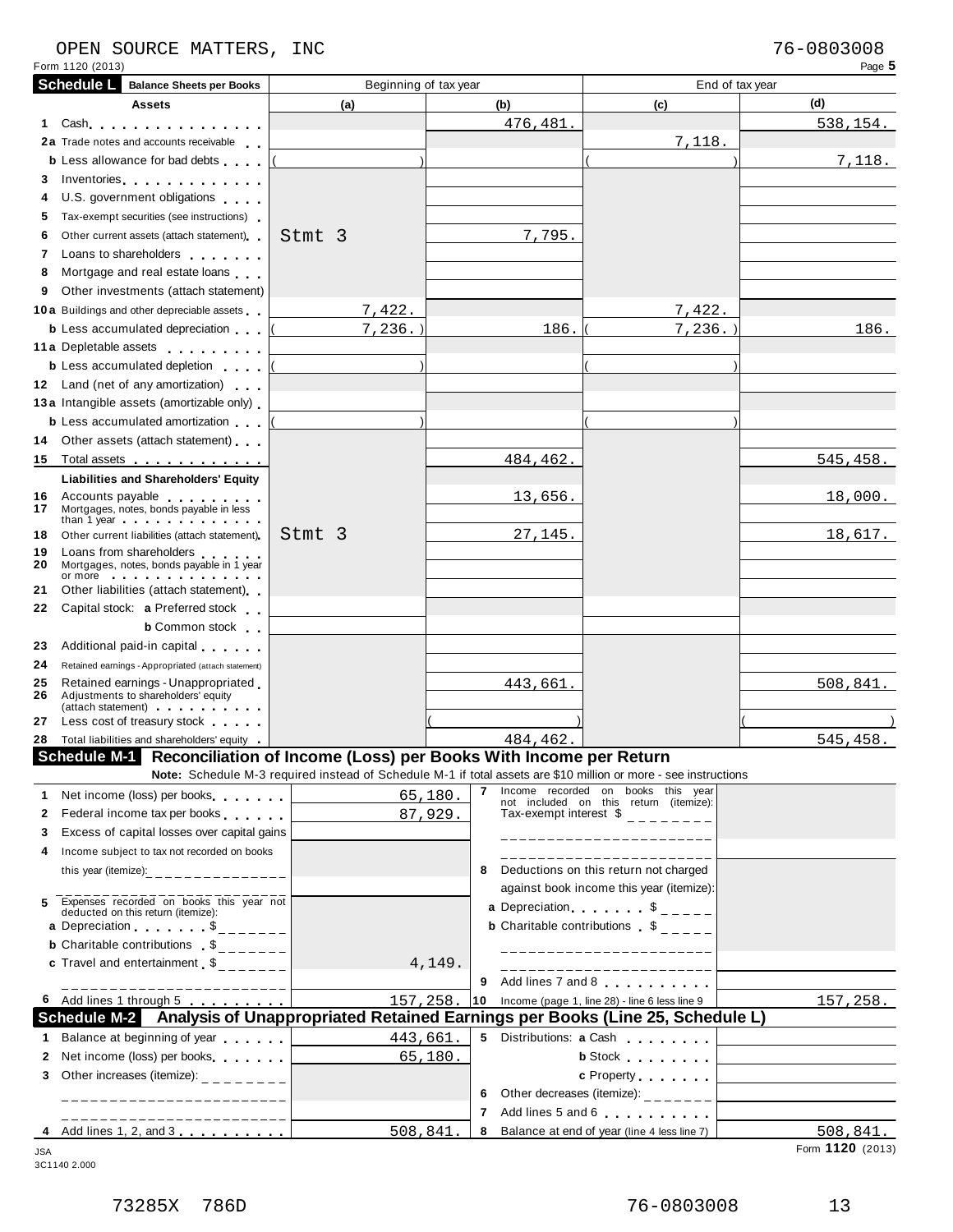OPEN SOURCE MATTERS, INC 76-0803008

Form 1120 (2013)

## Schedule L Balance Sheets per Books

| Assets | Beginning of tax year (a) | (b) | End of tax year (c) | (d) |
|---|---|---|---|---|
| 1 Cash | | 476,481. | | 538,154. |
| 2a Trade notes and accounts receivable | | | 7,118. | |
| b Less allowance for bad debts | ( ) | | ( ) | 7,118. |
| 3 Inventories | | | | |
| 4 U.S. government obligations | | | | |
| 5 Tax-exempt securities (see instructions) | | | | |
| 6 Other current assets (attach statement) | Stmt 3 | 7,795. | | |
| 7 Loans to shareholders | | | | |
| 8 Mortgage and real estate loans | | | | |
| 9 Other investments (attach statement) | | | | |
| 10a Buildings and other depreciable assets | 7,422. | | 7,422. | |
| b Less accumulated depreciation | ( 7,236. ) | 186. | ( 7,236. ) | 186. |
| 11a Depletable assets | | | | |
| b Less accumulated depletion | ( ) | | ( ) | |
| 12 Land (net of any amortization) | | | | |
| 13a Intangible assets (amortizable only) | | | | |
| b Less accumulated amortization | ( ) | | ( ) | |
| 14 Other assets (attach statement) | | | | |
| 15 Total assets | | 484,462. | | 545,458. |
| **Liabilities and Shareholders' Equity** | | | | |
| 16 Accounts payable | | 13,656. | | 18,000. |
| 17 Mortgages, notes, bonds payable in less than 1 year | | | | |
| 18 Other current liabilities (attach statement) | Stmt 3 | 27,145. | | 18,617. |
| 19 Loans from shareholders | | | | |
| 20 Mortgages, notes, bonds payable in 1 year or more | | | | |
| 21 Other liabilities (attach statement) | | | | |
| 22 Capital stock: a Preferred stock | | | | |
| b Common stock | | | | |
| 23 Additional paid-in capital | | | | |
| 24 Retained earnings - Appropriated (attach statement) | | | | |
| 25 Retained earnings - Unappropriated | | 443,661. | | 508,841. |
| 26 Adjustments to shareholders' equity (attach statement) | | | | |
| 27 Less cost of treasury stock | | ( ) | | ( ) |
| 28 Total liabilities and shareholders' equity | | 484,462. | | 545,458. |

## Schedule M-1 Reconciliation of Income (Loss) per Books With Income per Return

**Note:** Schedule M-3 required instead of Schedule M-1 if total assets are $10 million or more - see instructions

| | | | |
|---|---|---|---|
| 1 Net income (loss) per books | 65,180. | 7 Income recorded on books this year not included on this return (itemize): Tax-exempt interest $ | |
| 2 Federal income tax per books | 87,929. | | |
| 3 Excess of capital losses over capital gains | | | |
| 4 Income subject to tax not recorded on books this year (itemize): | | 8 Deductions on this return not charged against book income this year (itemize): | |
| 5 Expenses recorded on books this year not deducted on this return (itemize): | | a Depreciation $ | |
| a Depreciation $ | | b Charitable contributions $ | |
| b Charitable contributions $ | | | |
| c Travel and entertainment $ | 4,149. | | |
| | | 9 Add lines 7 and 8 | |
| 6 Add lines 1 through 5 | 157,258. | 10 Income (page 1, line 28) - line 6 less line 9 | 157,258. |

## Schedule M-2 Analysis of Unappropriated Retained Earnings per Books (Line 25, Schedule L)

| | | | |
|---|---|---|---|
| 1 Balance at beginning of year | 443,661. | 5 Distributions: a Cash | |
| 2 Net income (loss) per books | 65,180. | b Stock | |
| 3 Other increases (itemize): | | c Property | |
| | | 6 Other decreases (itemize): | |
| | | 7 Add lines 5 and 6 | |
| 4 Add lines 1, 2, and 3 | 508,841. | 8 Balance at end of year (line 4 less line 7) | 508,841. |

Form **1120** (2013)

JSA 3C1140 2.000

73285X 786D 76-0803008 13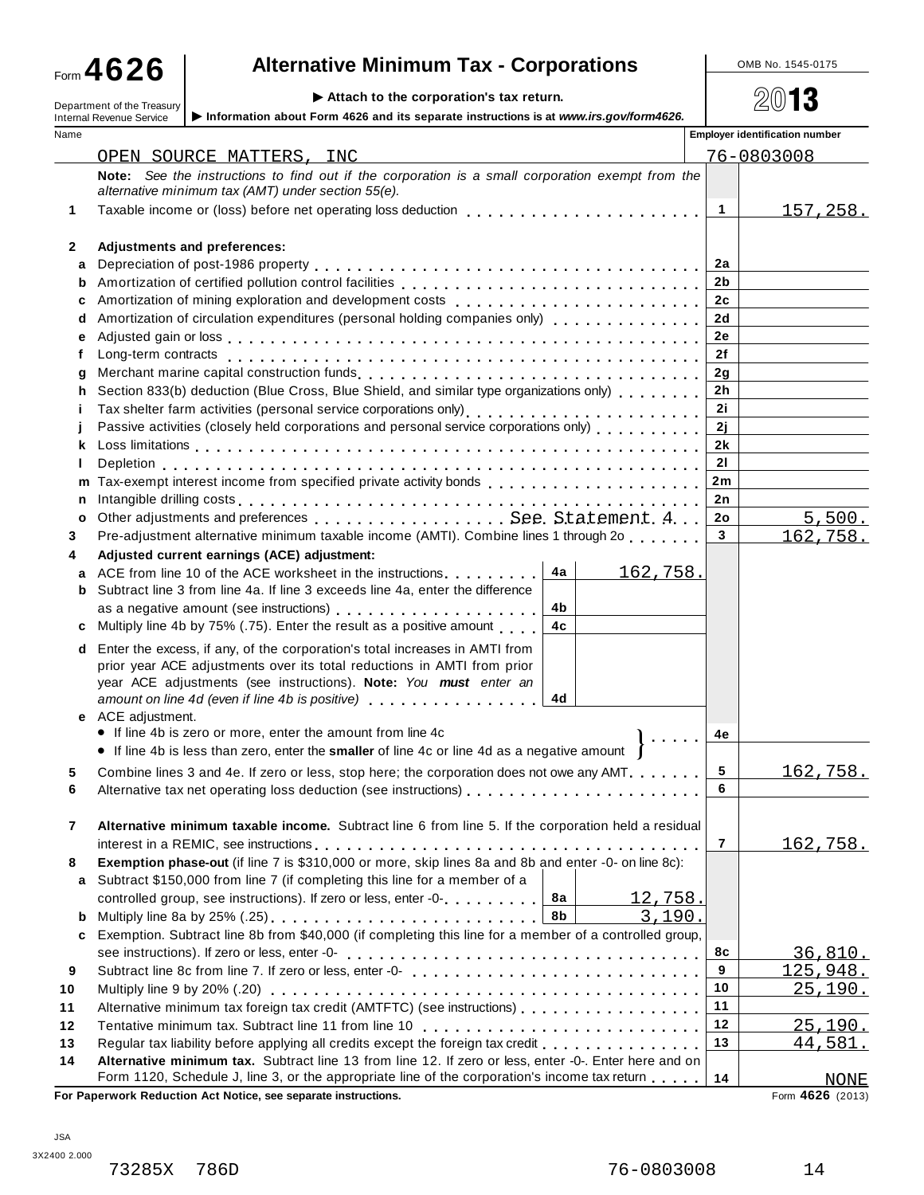# Form 4626 — Alternative Minimum Tax - Corporations

Department of the Treasury
Internal Revenue Service

▶ Attach to the corporation's tax return.

▶ Information about Form 4626 and its separate instructions is at *www.irs.gov/form4626.*

OMB No. 1545-0175

2013

| Name | Employer identification number |
|---|---|
| OPEN SOURCE MATTERS, INC | 76-0803008 |

**Note:** *See the instructions to find out if the corporation is a small corporation exempt from the alternative minimum tax (AMT) under section 55(e).*

| Line | Description | | Sub-amount | Line | Amount |
|---|---|---|---|---|---|
| 1 | Taxable income or (loss) before net operating loss deduction | | | 1 | 157,258. |
| 2 | **Adjustments and preferences:** | | | | |
| a | Depreciation of post-1986 property | | | 2a | |
| b | Amortization of certified pollution control facilities | | | 2b | |
| c | Amortization of mining exploration and development costs | | | 2c | |
| d | Amortization of circulation expenditures (personal holding companies only) | | | 2d | |
| e | Adjusted gain or loss | | | 2e | |
| f | Long-term contracts | | | 2f | |
| g | Merchant marine capital construction funds | | | 2g | |
| h | Section 833(b) deduction (Blue Cross, Blue Shield, and similar type organizations only) | | | 2h | |
| i | Tax shelter farm activities (personal service corporations only) | | | 2i | |
| j | Passive activities (closely held corporations and personal service corporations only) | | | 2j | |
| k | Loss limitations | | | 2k | |
| l | Depletion | | | 2l | |
| m | Tax-exempt interest income from specified private activity bonds | | | 2m | |
| n | Intangible drilling costs | | | 2n | |
| o | Other adjustments and preferences See Statement 4 | | | 2o | 5,500. |
| 3 | Pre-adjustment alternative minimum taxable income (AMTI). Combine lines 1 through 2o | | | 3 | 162,758. |
| 4 | **Adjusted current earnings (ACE) adjustment:** | | | | |
| a | ACE from line 10 of the ACE worksheet in the instructions | 4a | 162,758. | | |
| b | Subtract line 3 from line 4a. If line 3 exceeds line 4a, enter the difference as a negative amount (see instructions) | 4b | | | |
| c | Multiply line 4b by 75% (.75). Enter the result as a positive amount | 4c | | | |
| d | Enter the excess, if any, of the corporation's total increases in AMTI from prior year ACE adjustments over its total reductions in AMTI from prior year ACE adjustments (see instructions). **Note:** *You **must** enter an amount on line 4d (even if line 4b is positive)* | 4d | | | |
| e | ACE adjustment. • If line 4b is zero or more, enter the amount from line 4c • If line 4b is less than zero, enter the **smaller** of line 4c or line 4d as a negative amount | | | 4e | |
| 5 | Combine lines 3 and 4e. If zero or less, stop here; the corporation does not owe any AMT | | | 5 | 162,758. |
| 6 | Alternative tax net operating loss deduction (see instructions) | | | 6 | |
| 7 | **Alternative minimum taxable income.** Subtract line 6 from line 5. If the corporation held a residual interest in a REMIC, see instructions | | | 7 | 162,758. |
| 8 | **Exemption phase-out** (if line 7 is $310,000 or more, skip lines 8a and 8b and enter -0- on line 8c): | | | | |
| a | Subtract $150,000 from line 7 (if completing this line for a member of a controlled group, see instructions). If zero or less, enter -0- | 8a | 12,758. | | |
| b | Multiply line 8a by 25% (.25) | 8b | 3,190. | | |
| c | Exemption. Subtract line 8b from $40,000 (if completing this line for a member of a controlled group, see instructions). If zero or less, enter -0- | | | 8c | 36,810. |
| 9 | Subtract line 8c from line 7. If zero or less, enter -0- | | | 9 | 125,948. |
| 10 | Multiply line 9 by 20% (.20) | | | 10 | 25,190. |
| 11 | Alternative minimum tax foreign tax credit (AMTFTC) (see instructions) | | | 11 | |
| 12 | Tentative minimum tax. Subtract line 11 from line 10 | | | 12 | 25,190. |
| 13 | Regular tax liability before applying all credits except the foreign tax credit | | | 13 | 44,581. |
| 14 | **Alternative minimum tax.** Subtract line 13 from line 12. If zero or less, enter -0-. Enter here and on Form 1120, Schedule J, line 3, or the appropriate line of the corporation's income tax return | | | 14 | NONE |

**For Paperwork Reduction Act Notice, see separate instructions.** Form **4626** (2013)

JSA
3X2400 2.000

73285X 786D 76-0803008 14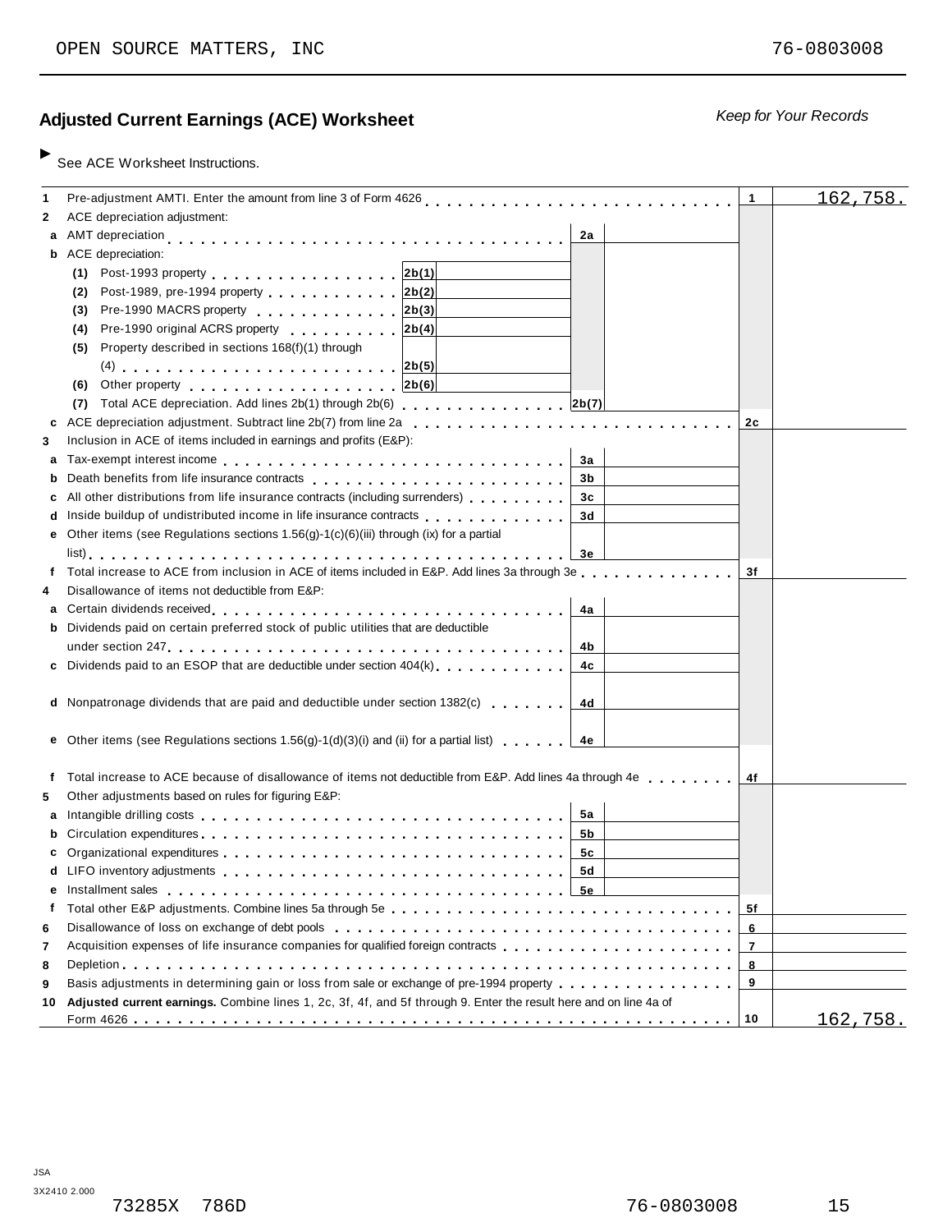OPEN SOURCE MATTERS, INC 76-0803008

## Adjusted Current Earnings (ACE) Worksheet

*Keep for Your Records*

► See ACE Worksheet Instructions.

| | | | | |
|---|---|---|---|---|
| **1** | Pre-adjustment AMTI. Enter the amount from line 3 of Form 4626 | | 1 | 162,758. |
| **2** | ACE depreciation adjustment: | | | |
| a | AMT depreciation | 2a | | |
| b | ACE depreciation: | | | |
| | (1) Post-1993 property — 2b(1) | | | |
| | (2) Post-1989, pre-1994 property — 2b(2) | | | |
| | (3) Pre-1990 MACRS property — 2b(3) | | | |
| | (4) Pre-1990 original ACRS property — 2b(4) | | | |
| | (5) Property described in sections 168(f)(1) through (4) — 2b(5) | | | |
| | (6) Other property — 2b(6) | | | |
| | (7) Total ACE depreciation. Add lines 2b(1) through 2b(6) | 2b(7) | | |
| c | ACE depreciation adjustment. Subtract line 2b(7) from line 2a | | 2c | |
| **3** | Inclusion in ACE of items included in earnings and profits (E&P): | | | |
| a | Tax-exempt interest income | 3a | | |
| b | Death benefits from life insurance contracts | 3b | | |
| c | All other distributions from life insurance contracts (including surrenders) | 3c | | |
| d | Inside buildup of undistributed income in life insurance contracts | 3d | | |
| e | Other items (see Regulations sections 1.56(g)-1(c)(6)(iii) through (ix) for a partial list) | 3e | | |
| f | Total increase to ACE from inclusion in ACE of items included in E&P. Add lines 3a through 3e | | 3f | |
| **4** | Disallowance of items not deductible from E&P: | | | |
| a | Certain dividends received | 4a | | |
| b | Dividends paid on certain preferred stock of public utilities that are deductible under section 247 | 4b | | |
| c | Dividends paid to an ESOP that are deductible under section 404(k) | 4c | | |
| d | Nonpatronage dividends that are paid and deductible under section 1382(c) | 4d | | |
| e | Other items (see Regulations sections 1.56(g)-1(d)(3)(i) and (ii) for a partial list) | 4e | | |
| f | Total increase to ACE because of disallowance of items not deductible from E&P. Add lines 4a through 4e | | 4f | |
| **5** | Other adjustments based on rules for figuring E&P: | | | |
| a | Intangible drilling costs | 5a | | |
| b | Circulation expenditures | 5b | | |
| c | Organizational expenditures | 5c | | |
| d | LIFO inventory adjustments | 5d | | |
| e | Installment sales | 5e | | |
| f | Total other E&P adjustments. Combine lines 5a through 5e | | 5f | |
| **6** | Disallowance of loss on exchange of debt pools | | 6 | |
| **7** | Acquisition expenses of life insurance companies for qualified foreign contracts | | 7 | |
| **8** | Depletion | | 8 | |
| **9** | Basis adjustments in determining gain or loss from sale or exchange of pre-1994 property | | 9 | |
| **10** | **Adjusted current earnings.** Combine lines 1, 2c, 3f, 4f, and 5f through 9. Enter the result here and on line 4a of Form 4626 | | 10 | 162,758. |

JSA
3X2410 2.000

73285X 786D 76-0803008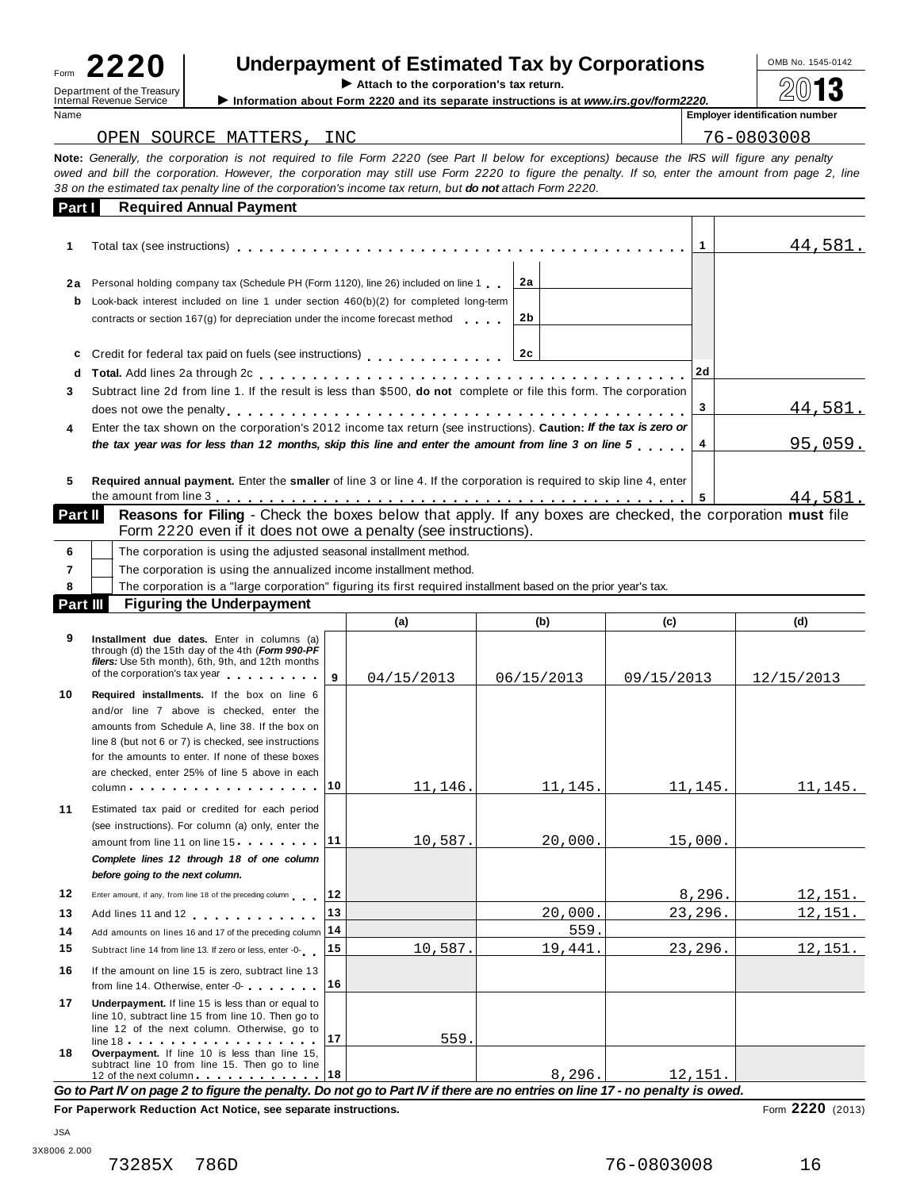# Form 2220 — Underpayment of Estimated Tax by Corporations — 2013

Department of the Treasury
Internal Revenue Service

▶ Attach to the corporation's tax return.
▶ Information about Form 2220 and its separate instructions is at *www.irs.gov/form2220.*

OMB No. 1545-0142

| Name | Employer identification number |
|---|---|
| OPEN SOURCE MATTERS, INC | 76-0803008 |

**Note:** *Generally, the corporation is not required to file Form 2220 (see Part II below for exceptions) because the IRS will figure any penalty owed and bill the corporation. However, the corporation may still use Form 2220 to figure the penalty. If so, enter the amount from page 2, line 38 on the estimated tax penalty line of the corporation's income tax return, but* ***do not*** *attach Form 2220.*

## Part I — Required Annual Payment

| Line | Description | | | Box | Amount |
|---|---|---|---|---|---|
| 1 | Total tax (see instructions) | | | 1 | 44,581. |
| 2a | Personal holding company tax (Schedule PH (Form 1120), line 26) included on line 1 | 2a | | | |
| b | Look-back interest included on line 1 under section 460(b)(2) for completed long-term contracts or section 167(g) for depreciation under the income forecast method | 2b | | | |
| c | Credit for federal tax paid on fuels (see instructions) | 2c | | | |
| d | **Total.** Add lines 2a through 2c | | | 2d | |
| 3 | Subtract line 2d from line 1. If the result is less than $500, **do not** complete or file this form. The corporation does not owe the penalty | | | 3 | 44,581. |
| 4 | Enter the tax shown on the corporation's 2012 income tax return (see instructions). **Caution:** ***If the tax is zero or the tax year was for less than 12 months, skip this line and enter the amount from line 3 on line 5*** | | | 4 | 95,059. |
| 5 | **Required annual payment.** Enter the **smaller** of line 3 or line 4. If the corporation is required to skip line 4, enter the amount from line 3 | | | 5 | 44,581. |

## Part II — Reasons for Filing

Check the boxes below that apply. If any boxes are checked, the corporation **must** file Form 2220 even if it does not owe a penalty (see instructions).

- 6 ☐ The corporation is using the adjusted seasonal installment method.
- 7 ☐ The corporation is using the annualized income installment method.
- 8 ☐ The corporation is a "large corporation" figuring its first required installment based on the prior year's tax.

## Part III — Figuring the Underpayment

| Line | Description | | (a) | (b) | (c) | (d) |
|---|---|---|---|---|---|---|
| 9 | **Installment due dates.** Enter in columns (a) through (d) the 15th day of the 4th (***Form 990-PF filers:*** Use 5th month), 6th, 9th, and 12th months of the corporation's tax year | 9 | 04/15/2013 | 06/15/2013 | 09/15/2013 | 12/15/2013 |
| 10 | **Required installments.** If the box on line 6 and/or line 7 above is checked, enter the amounts from Schedule A, line 38. If the box on line 8 (but not 6 or 7) is checked, see instructions for the amounts to enter. If none of these boxes are checked, enter 25% of line 5 above in each column | 10 | 11,146. | 11,145. | 11,145. | 11,145. |
| 11 | Estimated tax paid or credited for each period (see instructions). For column (a) only, enter the amount from line 11 on line 15 | 11 | 10,587. | 20,000. | 15,000. | |
| | ***Complete lines 12 through 18 of one column before going to the next column.*** | | | | | |
| 12 | Enter amount, if any, from line 18 of the preceding column | 12 | | | 8,296. | 12,151. |
| 13 | Add lines 11 and 12 | 13 | | 20,000. | 23,296. | 12,151. |
| 14 | Add amounts on lines 16 and 17 of the preceding column | 14 | | 559. | | |
| 15 | Subtract line 14 from line 13. If zero or less, enter -0- | 15 | 10,587. | 19,441. | 23,296. | 12,151. |
| 16 | If the amount on line 15 is zero, subtract line 13 from line 14. Otherwise, enter -0- | 16 | | | | |
| 17 | **Underpayment.** If line 15 is less than or equal to line 10, subtract line 15 from line 10. Then go to line 12 of the next column. Otherwise, go to line 18 | 17 | 559. | | | |
| 18 | **Overpayment.** If line 10 is less than line 15, subtract line 10 from line 15. Then go to line 12 of the next column | 18 | | 8,296. | 12,151. | |

***Go to Part IV on page 2 to figure the penalty. Do not go to Part IV if there are no entries on line 17 - no penalty is owed.***

**For Paperwork Reduction Act Notice, see separate instructions.** Form **2220** (2013)

JSA
3X8006 2.000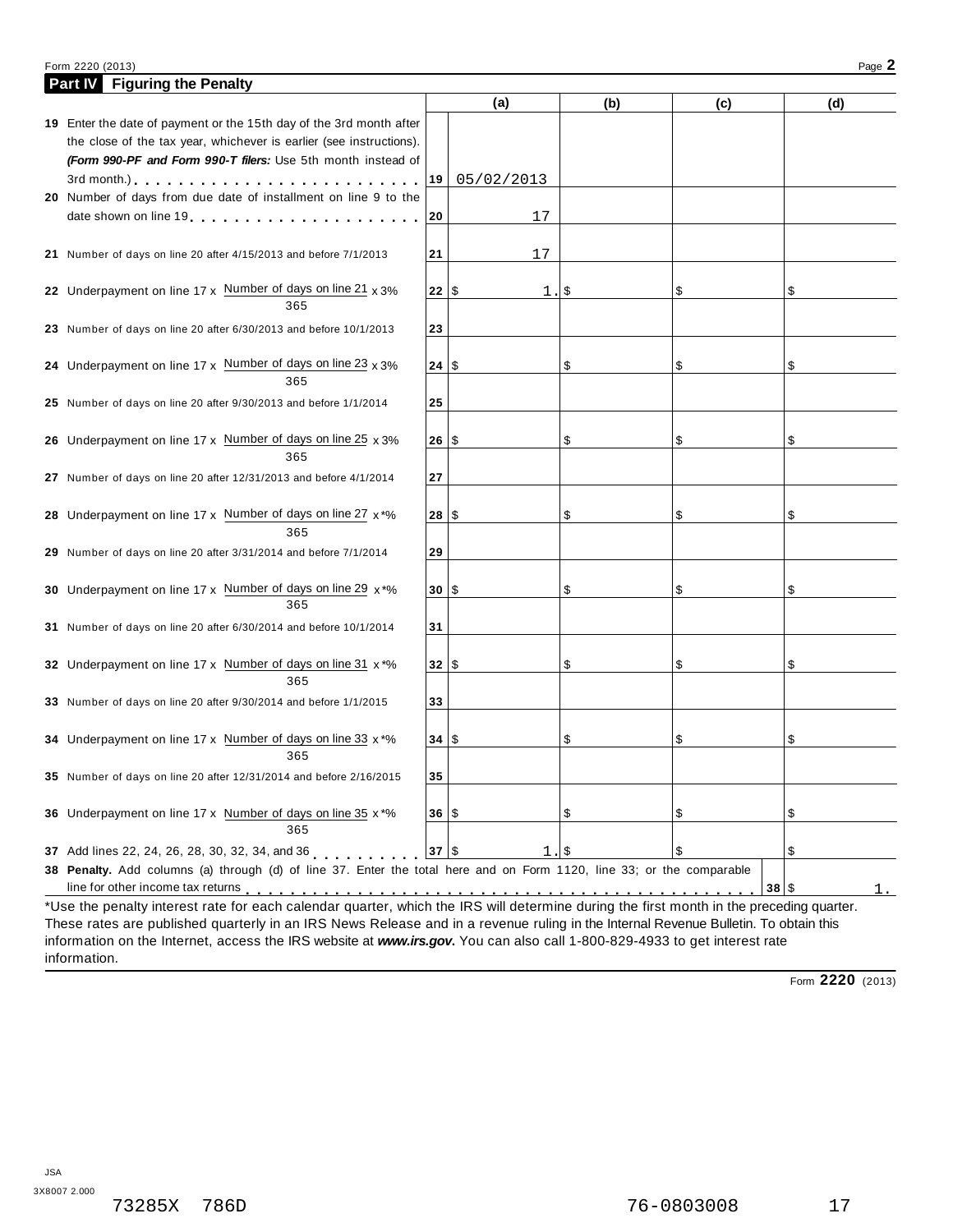## Part IV Figuring the Penalty

| | | (a) | (b) | (c) | (d) |
|---|---|---|---|---|---|
| **19** Enter the date of payment or the 15th day of the 3rd month after the close of the tax year, whichever is earlier (see instructions). ***(Form 990-PF and Form 990-T filers:*** Use 5th month instead of 3rd month.) | 19 | 05/02/2013 | | | |
| **20** Number of days from due date of installment on line 9 to the date shown on line 19 | 20 | 17 | | | |
| **21** Number of days on line 20 after 4/15/2013 and before 7/1/2013 | 21 | 17 | | | |
| **22** Underpayment on line 17 x (Number of days on line 21 / 365) x 3% | 22 | $ 1. | $ | $ | $ |
| **23** Number of days on line 20 after 6/30/2013 and before 10/1/2013 | 23 | | | | |
| **24** Underpayment on line 17 x (Number of days on line 23 / 365) x 3% | 24 | $ | $ | $ | $ |
| **25** Number of days on line 20 after 9/30/2013 and before 1/1/2014 | 25 | | | | |
| **26** Underpayment on line 17 x (Number of days on line 25 / 365) x 3% | 26 | $ | $ | $ | $ |
| **27** Number of days on line 20 after 12/31/2013 and before 4/1/2014 | 27 | | | | |
| **28** Underpayment on line 17 x (Number of days on line 27 / 365) x *% | 28 | $ | $ | $ | $ |
| **29** Number of days on line 20 after 3/31/2014 and before 7/1/2014 | 29 | | | | |
| **30** Underpayment on line 17 x (Number of days on line 29 / 365) x *% | 30 | $ | $ | $ | $ |
| **31** Number of days on line 20 after 6/30/2014 and before 10/1/2014 | 31 | | | | |
| **32** Underpayment on line 17 x (Number of days on line 31 / 365) x *% | 32 | $ | $ | $ | $ |
| **33** Number of days on line 20 after 9/30/2014 and before 1/1/2015 | 33 | | | | |
| **34** Underpayment on line 17 x (Number of days on line 33 / 365) x *% | 34 | $ | $ | $ | $ |
| **35** Number of days on line 20 after 12/31/2014 and before 2/16/2015 | 35 | | | | |
| **36** Underpayment on line 17 x (Number of days on line 35 / 365) x *% | 36 | $ | $ | $ | $ |
| **37** Add lines 22, 24, 26, 28, 30, 32, 34, and 36 | 37 | $ 1. | $ | $ | $ |

**38 Penalty.** Add columns (a) through (d) of line 37. Enter the total here and on Form 1120, line 33; or the comparable line for other income tax returns . . . **38** $ 1.

*Use the penalty interest rate for each calendar quarter, which the IRS will determine during the first month in the preceding quarter. These rates are published quarterly in an IRS News Release and in a revenue ruling in the Internal Revenue Bulletin. To obtain this information on the Internet, access the IRS website at ***www.irs.gov***. You can also call 1-800-829-4933 to get interest rate information.

Form **2220** (2013)

JSA
3X8007 2.000

73285X 786D 76-0803008 17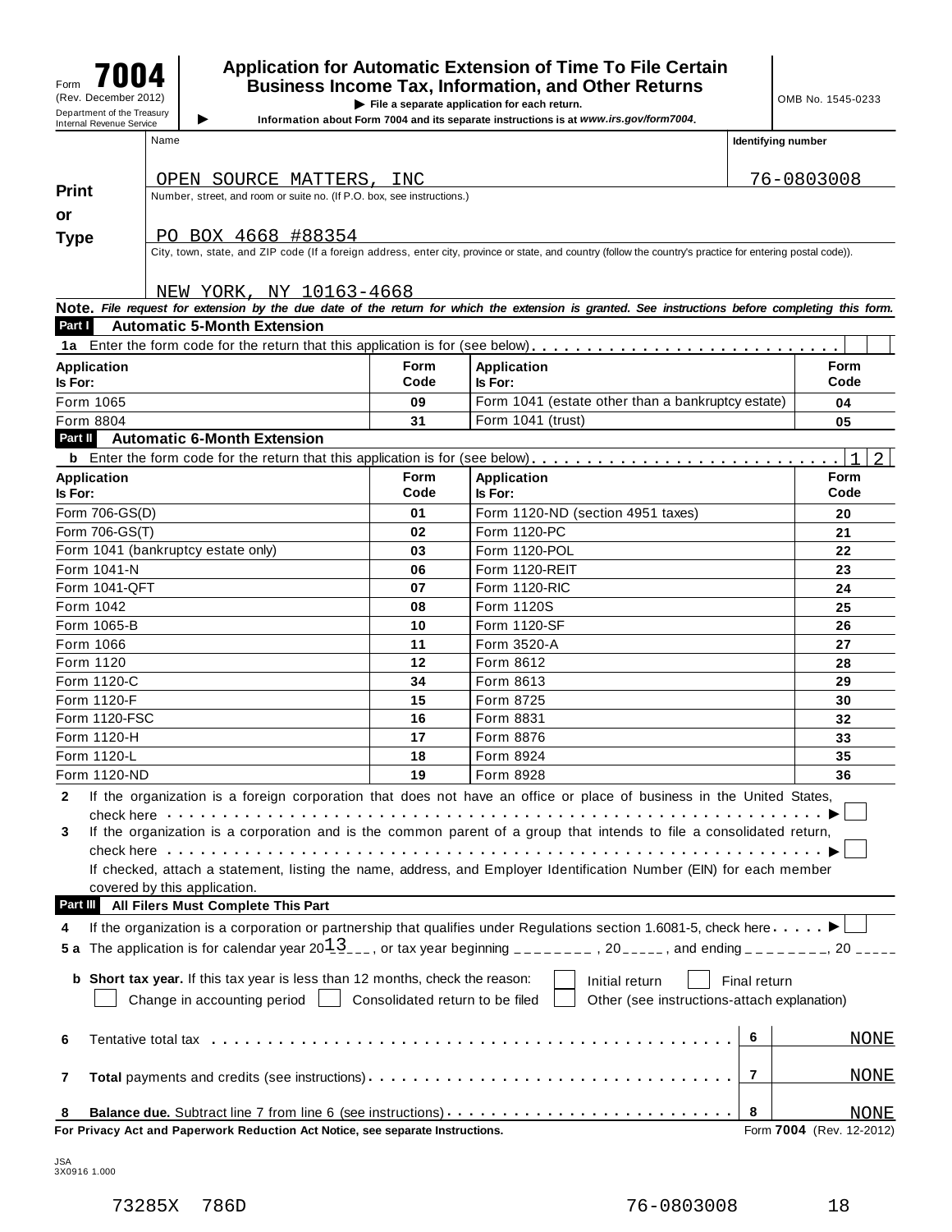Form **7004** (Rev. December 2012) Department of the Treasury Internal Revenue Service

# Application for Automatic Extension of Time To File Certain Business Income Tax, Information, and Other Returns

▶ File a separate application for each return.

▶ Information about Form 7004 and its separate instructions is at *www.irs.gov/form7004*.

OMB No. 1545-0233

**Print or Type**

Name: OPEN SOURCE MATTERS, INC

Identifying number: 76-0803008

Number, street, and room or suite no. (If P.O. box, see instructions.): PO BOX 4668 #88354

City, town, state, and ZIP code (If a foreign address, enter city, province or state, and country (follow the country's practice for entering postal code)): NEW YORK, NY 10163-4668

**Note.** *File request for extension by the due date of the return for which the extension is granted. See instructions before completing this form.*

## Part I Automatic 5-Month Extension

**1a** Enter the form code for the return that this application is for (see below) . . . . . . . . . .

| Application Is For: | Form Code | Application Is For: | Form Code |
|---|---|---|---|
| Form 1065 | 09 | Form 1041 (estate other than a bankruptcy estate) | 04 |
| Form 8804 | 31 | Form 1041 (trust) | 05 |

## Part II Automatic 6-Month Extension

**b** Enter the form code for the return that this application is for (see below) . . . . . . . . . . 12

| Application Is For: | Form Code | Application Is For: | Form Code |
|---|---|---|---|
| Form 706-GS(D) | 01 | Form 1120-ND (section 4951 taxes) | 20 |
| Form 706-GS(T) | 02 | Form 1120-PC | 21 |
| Form 1041 (bankruptcy estate only) | 03 | Form 1120-POL | 22 |
| Form 1041-N | 06 | Form 1120-REIT | 23 |
| Form 1041-QFT | 07 | Form 1120-RIC | 24 |
| Form 1042 | 08 | Form 1120S | 25 |
| Form 1065-B | 10 | Form 1120-SF | 26 |
| Form 1066 | 11 | Form 3520-A | 27 |
| Form 1120 | 12 | Form 8612 | 28 |
| Form 1120-C | 34 | Form 8613 | 29 |
| Form 1120-F | 15 | Form 8725 | 30 |
| Form 1120-FSC | 16 | Form 8831 | 32 |
| Form 1120-H | 17 | Form 8876 | 33 |
| Form 1120-L | 18 | Form 8924 | 35 |
| Form 1120-ND | 19 | Form 8928 | 36 |

**2** If the organization is a foreign corporation that does not have an office or place of business in the United States, check here . . . . . . . . ▶ ☐

**3** If the organization is a corporation and is the common parent of a group that intends to file a consolidated return, check here . . . . . . . . ▶ ☐

If checked, attach a statement, listing the name, address, and Employer Identification Number (EIN) for each member covered by this application.

## Part III All Filers Must Complete This Part

**4** If the organization is a corporation or partnership that qualifies under Regulations section 1.6081-5, check here . . . . ▶ ☐

**5a** The application is for calendar year 20 13 , or tax year beginning ________ , 20_____ , and ending ________ , 20 _____

**b Short tax year.** If this tax year is less than 12 months, check the reason: ☐ Initial return ☐ Final return ☐ Change in accounting period ☐ Consolidated return to be filed ☐ Other (see instructions-attach explanation)

| | | | |
|---|---|---|---|
| **6** | Tentative total tax . . . . . . . . . . | 6 | NONE |
| **7** | **Total** payments and credits (see instructions) . . . . . . . . | 7 | NONE |
| **8** | **Balance due.** Subtract line 7 from line 6 (see instructions) . . . . . . | 8 | NONE |

**For Privacy Act and Paperwork Reduction Act Notice, see separate Instructions.** Form **7004** (Rev. 12-2012)

JSA 3X0916 1.000

73285X 786D 76-0803008 18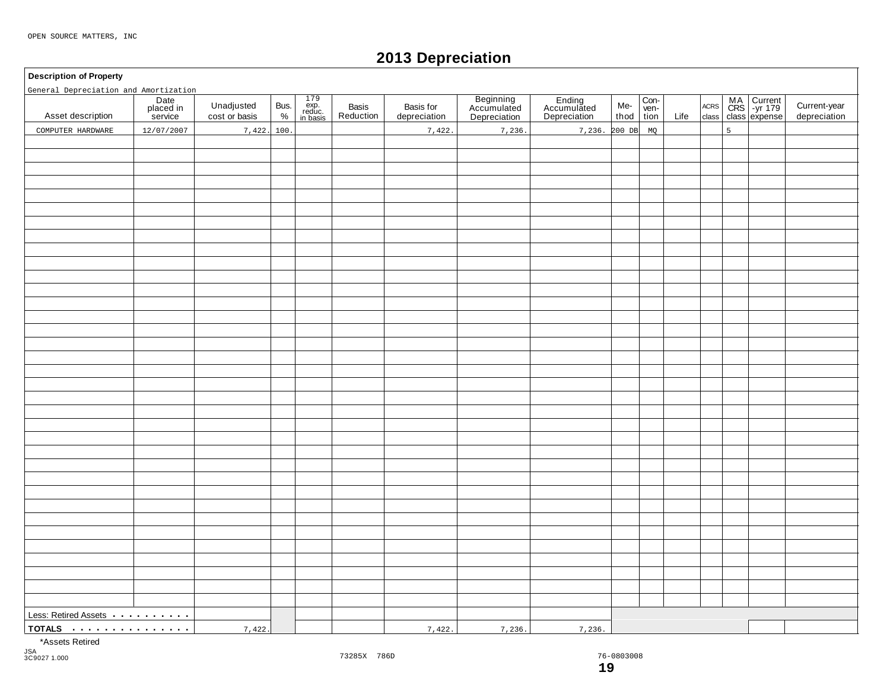OPEN SOURCE MATTERS, INC

# 2013 Depreciation

**Description of Property**

General Depreciation and Amortization

| Asset description | Date placed in service | Unadjusted cost or basis | Bus. % | 179 exp. reduc. in basis | Basis Reduction | Basis for depreciation | Beginning Accumulated Depreciation | Ending Accumulated Depreciation | Me-thod | Con-ven-tion | Life | ACRS class | MACRS class | Current-yr 179 expense | Current-year depreciation |
|---|---|---|---|---|---|---|---|---|---|---|---|---|---|---|---|
| COMPUTER HARDWARE | 12/07/2007 | 7,422. | 100. | | | 7,422. | 7,236. | 7,236. | 200 DB | MQ | | | 5 | | |
| Less: Retired Assets | | | | | | | | | | | | | | | |
| **TOTALS** | | 7,422. | | | | 7,422. | 7,236. | 7,236. | | | | | | | |

*Assets Retired

JSA
3C9027 1.000

73285X 786D 76-0803008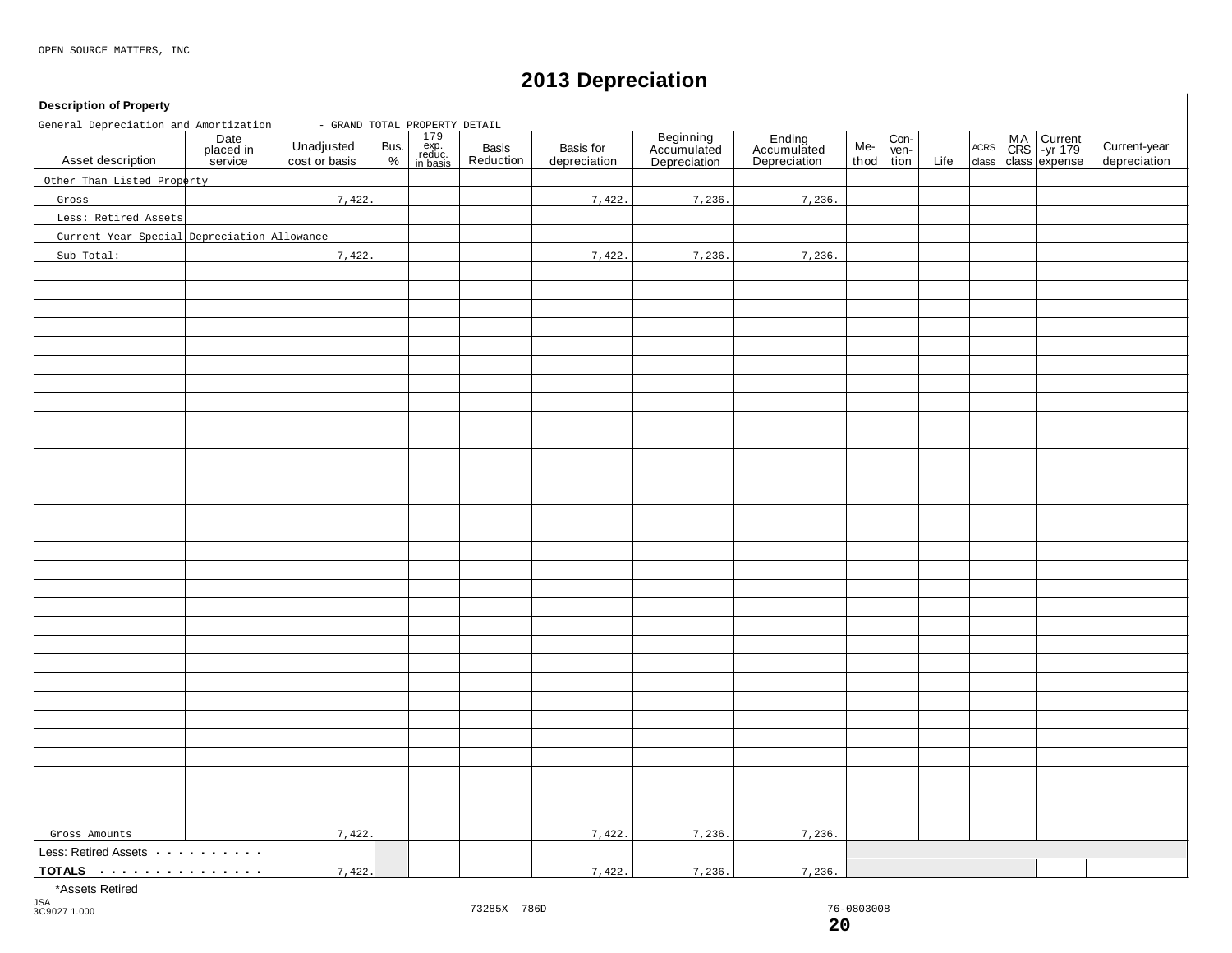OPEN SOURCE MATTERS, INC

# 2013 Depreciation

**Description of Property**

General Depreciation and Amortization - GRAND TOTAL PROPERTY DETAIL

| Asset description | Date placed in service | Unadjusted cost or basis | Bus. % | 179 exp. reduc. in basis | Basis Reduction | Basis for depreciation | Beginning Accumulated Depreciation | Ending Accumulated Depreciation | Me-thod | Con-ven-tion | Life | ACRS class | MACRS class | Current-yr 179 expense | Current-year depreciation |
|---|---|---|---|---|---|---|---|---|---|---|---|---|---|---|---|
| Other Than Listed Property | | | | | | | | | | | | | | | |
| Gross | | 7,422. | | | | 7,422. | 7,236. | 7,236. | | | | | | | |
| Less: Retired Assets | | | | | | | | | | | | | | | |
| Current Year Special Depreciation Allowance | | | | | | | | | | | | | | | |
| Sub Total: | | 7,422. | | | | 7,422. | 7,236. | 7,236. | | | | | | | |
| Gross Amounts | | 7,422. | | | | 7,422. | 7,236. | 7,236. | | | | | | | |
| Less: Retired Assets | | | | | | | | | | | | | | | |
| TOTALS | | 7,422. | | | | 7,422. | 7,236. | 7,236. | | | | | | | |

*Assets Retired

JSA
3C9027 1.000

73285X 786D

76-0803008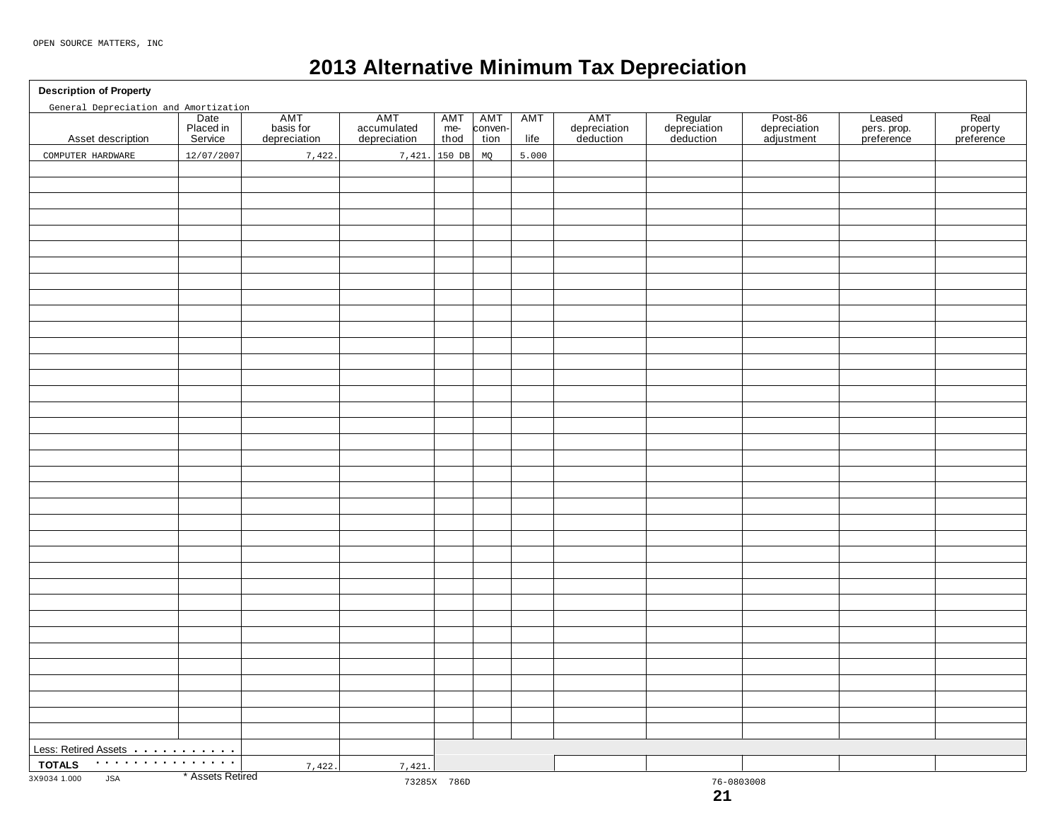OPEN SOURCE MATTERS, INC

# 2013 Alternative Minimum Tax Depreciation

**Description of Property**

General Depreciation and Amortization

| Asset description | Date Placed in Service | AMT basis for depreciation | AMT accumulated depreciation | AMT method | AMT convention | AMT life | AMT depreciation deduction | Regular depreciation deduction | Post-86 depreciation adjustment | Leased pers. prop. preference | Real property preference |
|---|---|---|---|---|---|---|---|---|---|---|---|
| COMPUTER HARDWARE | 12/07/2007 | 7,422. | 7,421. | 150 DB | MQ | 5.000 | | | | | |
| Less: Retired Assets | | | | | | | | | | | |
| **TOTALS** | | 7,422. | 7,421. | | | | | | | | |

\* Assets Retired

3X9034 1.000 JSA 73285X 786D 76-0803008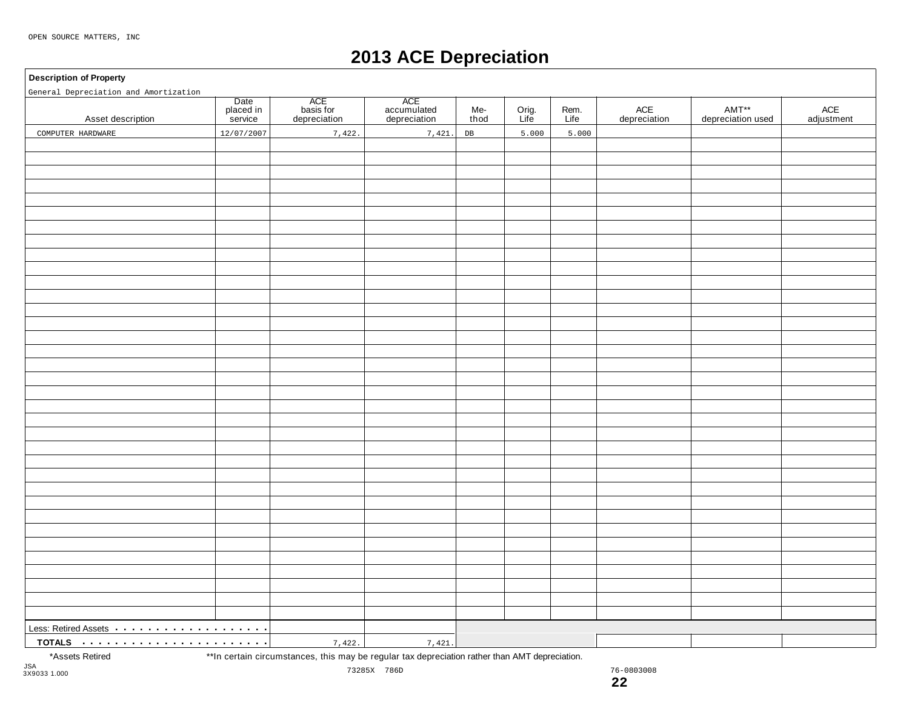OPEN SOURCE MATTERS, INC

# 2013 ACE Depreciation

**Description of Property**

General Depreciation and Amortization

| Asset description | Date placed in service | ACE basis for depreciation | ACE accumulated depreciation | Me-thod | Orig. Life | Rem. Life | ACE depreciation | AMT** depreciation used | ACE adjustment |
|---|---|---|---|---|---|---|---|---|---|
| COMPUTER HARDWARE | 12/07/2007 | 7,422. | 7,421. | DB | 5.000 | 5.000 | | | |
| Less: Retired Assets | | | | | | | | | |
| **TOTALS** | | 7,422. | 7,421. | | | | | | |

*Assets Retired

**In certain circumstances, this may be regular tax depreciation rather than AMT depreciation.

JSA
3X9033 1.000

73285X 786D

76-0803008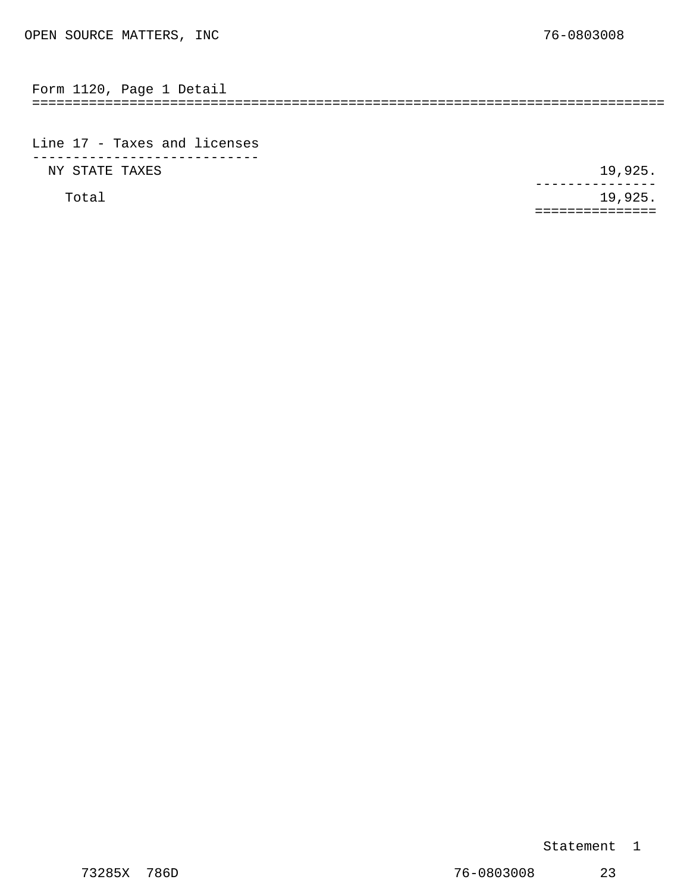OPEN SOURCE MATTERS, INC 76-0803008

## Form 1120, Page 1 Detail

### Line 17 - Taxes and licenses

| Description | Amount |
|---|---|
| NY STATE TAXES | 19,925. |
| Total | 19,925. |

Statement 1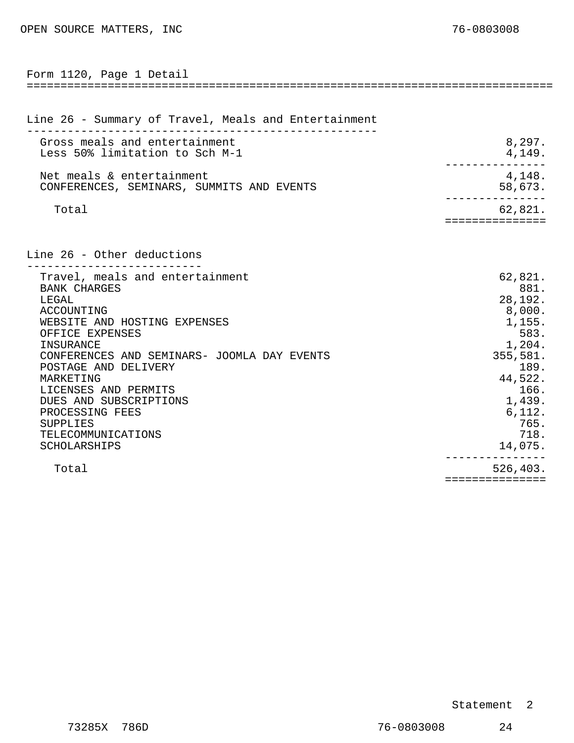OPEN SOURCE MATTERS, INC 76-0803008

## Form 1120, Page 1 Detail

### Line 26 - Summary of Travel, Meals and Entertainment

| Description | Amount |
| --- | --- |
| Gross meals and entertainment | 8,297. |
| Less 50% limitation to Sch M-1 | 4,149. |
| Net meals & entertainment | 4,148. |
| CONFERENCES, SEMINARS, SUMMITS AND EVENTS | 58,673. |
| Total | 62,821. |

### Line 26 - Other deductions

| Description | Amount |
| --- | --- |
| Travel, meals and entertainment | 62,821. |
| BANK CHARGES | 881. |
| LEGAL | 28,192. |
| ACCOUNTING | 8,000. |
| WEBSITE AND HOSTING EXPENSES | 1,155. |
| OFFICE EXPENSES | 583. |
| INSURANCE | 1,204. |
| CONFERENCES AND SEMINARS- JOOMLA DAY EVENTS | 355,581. |
| POSTAGE AND DELIVERY | 189. |
| MARKETING | 44,522. |
| LICENSES AND PERMITS | 166. |
| DUES AND SUBSCRIPTIONS | 1,439. |
| PROCESSING FEES | 6,112. |
| SUPPLIES | 765. |
| TELECOMMUNICATIONS | 718. |
| SCHOLARSHIPS | 14,075. |
| Total | 526,403. |

Statement 2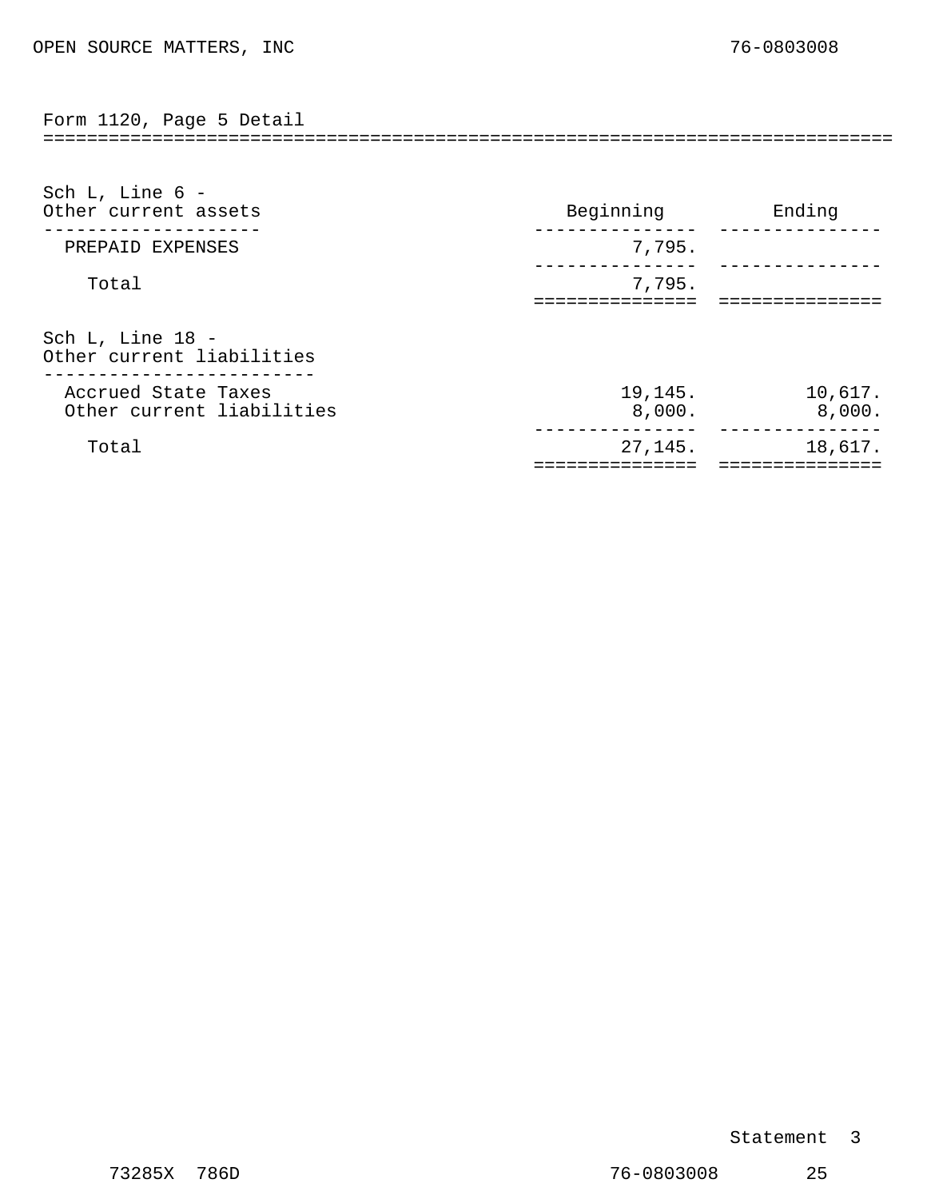OPEN SOURCE MATTERS, INC 76-0803008

## Form 1120, Page 5 Detail

### Sch L, Line 6 - Other current assets

| Other current assets | Beginning | Ending |
|---|---|---|
| PREPAID EXPENSES | 7,795. | |
| Total | 7,795. | |

### Sch L, Line 18 - Other current liabilities

| Other current liabilities | Beginning | Ending |
|---|---|---|
| Accrued State Taxes | 19,145. | 10,617. |
| Other current liabilities | 8,000. | 8,000. |
| Total | 27,145. | 18,617. |

Statement 3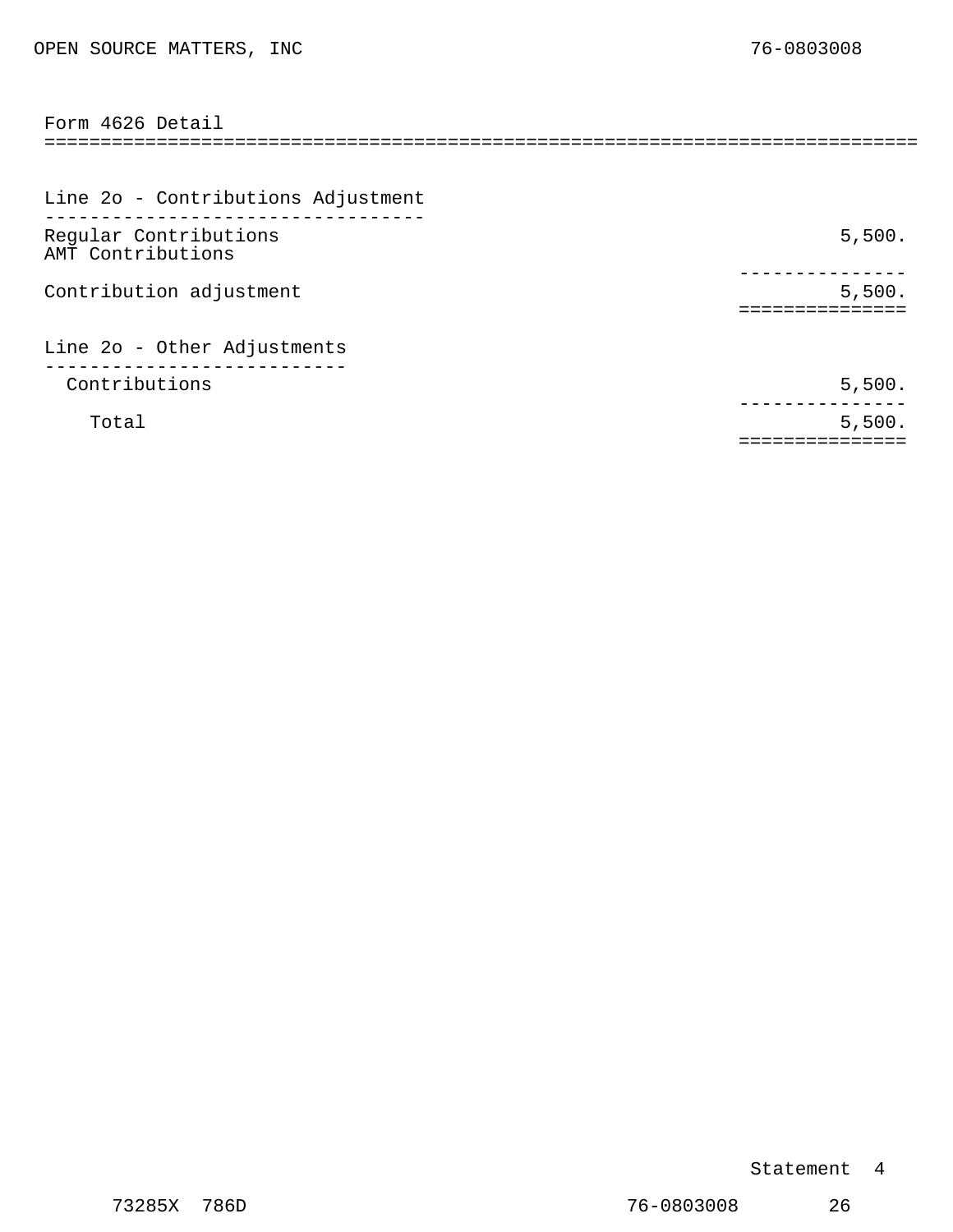OPEN SOURCE MATTERS, INC 76-0803008

## Form 4626 Detail

### Line 2o - Contributions Adjustment

| | |
|---|---:|
| Regular Contributions | 5,500. |
| AMT Contributions | |
| Contribution adjustment | 5,500. |

### Line 2o - Other Adjustments

| | |
|---|---:|
| Contributions | 5,500. |
| Total | 5,500. |

Statement 4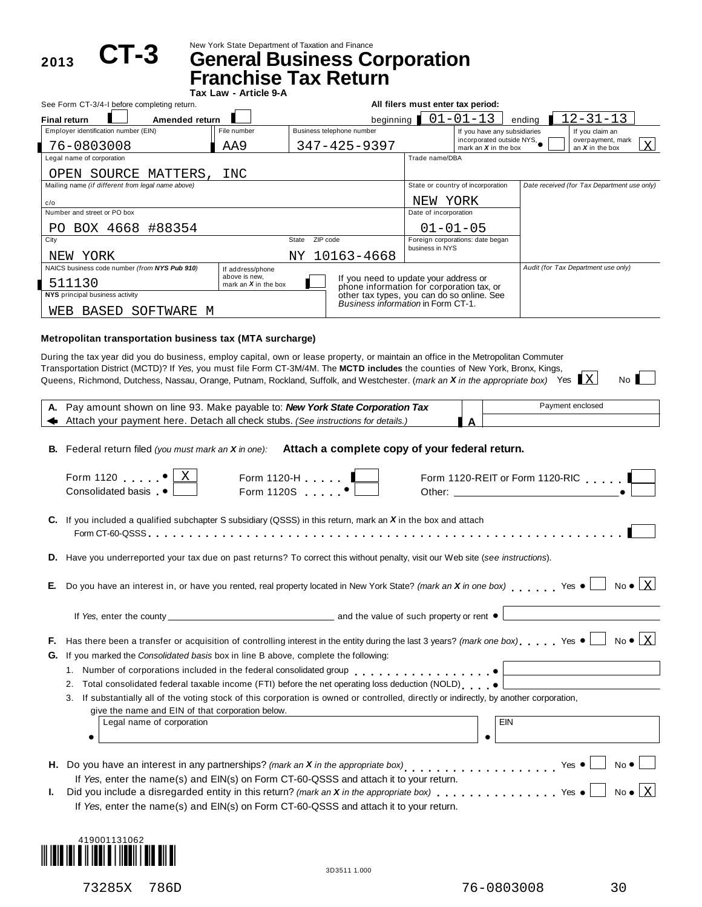**2013** **CT-3**

New York State Department of Taxation and Finance

# General Business Corporation Franchise Tax Return

**Tax Law - Article 9-A**

See Form CT-3/4-I before completing return.

**All filers must enter tax period:** beginning 01-01-13 ending 12-31-13

**Final return** ☐ **Amended return** ☐

| Employer identification number (EIN) | File number | Business telephone number | If you have any subsidiaries incorporated outside NYS, mark an *X* in the box | If you claim an overpayment, mark an *X* in the box |
|---|---|---|---|---|
| 76-0803008 | AA9 | 347-425-9397 | ☐ | X |

| Legal name of corporation | Trade name/DBA |
|---|---|
| OPEN SOURCE MATTERS, INC | |

| Mailing name *(if different from legal name above)* | State or country of incorporation | *Date received (for Tax Department use only)* |
|---|---|---|
| c/o | NEW YORK | |

| Number and street or PO box | Date of incorporation |
|---|---|
| PO BOX 4668 #88354 | 01-01-05 |

| City | State | ZIP code | Foreign corporations: date began business in NYS |
|---|---|---|---|
| NEW YORK | NY | 10163-4668 | |

| NAICS business code number *(from **NYS Pub 910**)* | If address/phone above is new, mark an *X* in the box | | *Audit (for Tax Department use only)* |
|---|---|---|---|
| 511130 | ☐ | If you need to update your address or phone information for corporation tax, or other tax types, you can do so online. See *Business information* in Form CT-1. | |

**NYS** principal business activity: WEB BASED SOFTWARE M

### Metropolitan transportation business tax (MTA surcharge)

During the tax year did you do business, employ capital, own or lease property, or maintain an office in the Metropolitan Commuter Transportation District (MCTD)? If *Yes*, you must file Form CT-3M/4M. The **MCTD includes** the counties of New York, Bronx, Kings, Queens, Richmond, Dutchess, Nassau, Orange, Putnam, Rockland, Suffolk, and Westchester. *(mark an X in the appropriate box)* Yes X No ☐

| | | Payment enclosed |
|---|---|---|
| **A.** Pay amount shown on line 93. Make payable to: ***New York State Corporation Tax*** Attach your payment here. Detach all check stubs. *(See instructions for details.)* | **A** | |

**B.** Federal return filed *(you must mark an X in one)*: **Attach a complete copy of your federal return.**

Form 1120 . . . . . X   Form 1120-H . . . . . ☐   Form 1120-REIT or Form 1120-RIC . . . . . ☐
Consolidated basis . ☐   Form 1120S . . . . . ☐   Other: ________ ☐

**C.** If you included a qualified subchapter S subsidiary (QSSS) in this return, mark an *X* in the box and attach Form CT-60-QSSS . . . . . ☐

**D.** Have you underreported your tax due on past returns? To correct this without penalty, visit our Web site (*see instructions*).

**E.** Do you have an interest in, or have you rented, real property located in New York State? *(mark an X in one box)* . . . . . . Yes ☐ No X

If *Yes*, enter the county ________ and the value of such property or rent ________

**F.** Has there been a transfer or acquisition of controlling interest in the entity during the last 3 years? *(mark one box)* . . . . . Yes ☐ No X

**G.** If you marked the *Consolidated basis* box in line B above, complete the following:

1. Number of corporations included in the federal consolidated group . . . . . . . . . . . . . . . . ________
2. Total consolidated federal taxable income (FTI) before the net operating loss deduction (NOLD) . . . . ________
3. If substantially all of the voting stock of this corporation is owned or controlled, directly or indirectly, by another corporation, give the name and EIN of that corporation below.

| Legal name of corporation | EIN |
|---|---|
| | |

**H.** Do you have an interest in any partnerships? *(mark an X in the appropriate box)* . . . . . . . . . . . . . . . . . . Yes ☐ No ☐
If *Yes*, enter the name(s) and EIN(s) on Form CT-60-QSSS and attach it to your return.

**I.** Did you include a disregarded entity in this return? *(mark an X in the appropriate box)* . . . . . . . . . . . . . . . Yes ☐ No X
If *Yes*, enter the name(s) and EIN(s) on Form CT-60-QSSS and attach it to your return.

419001131062

3D3511 1.000

73285X 786D 76-0803008 30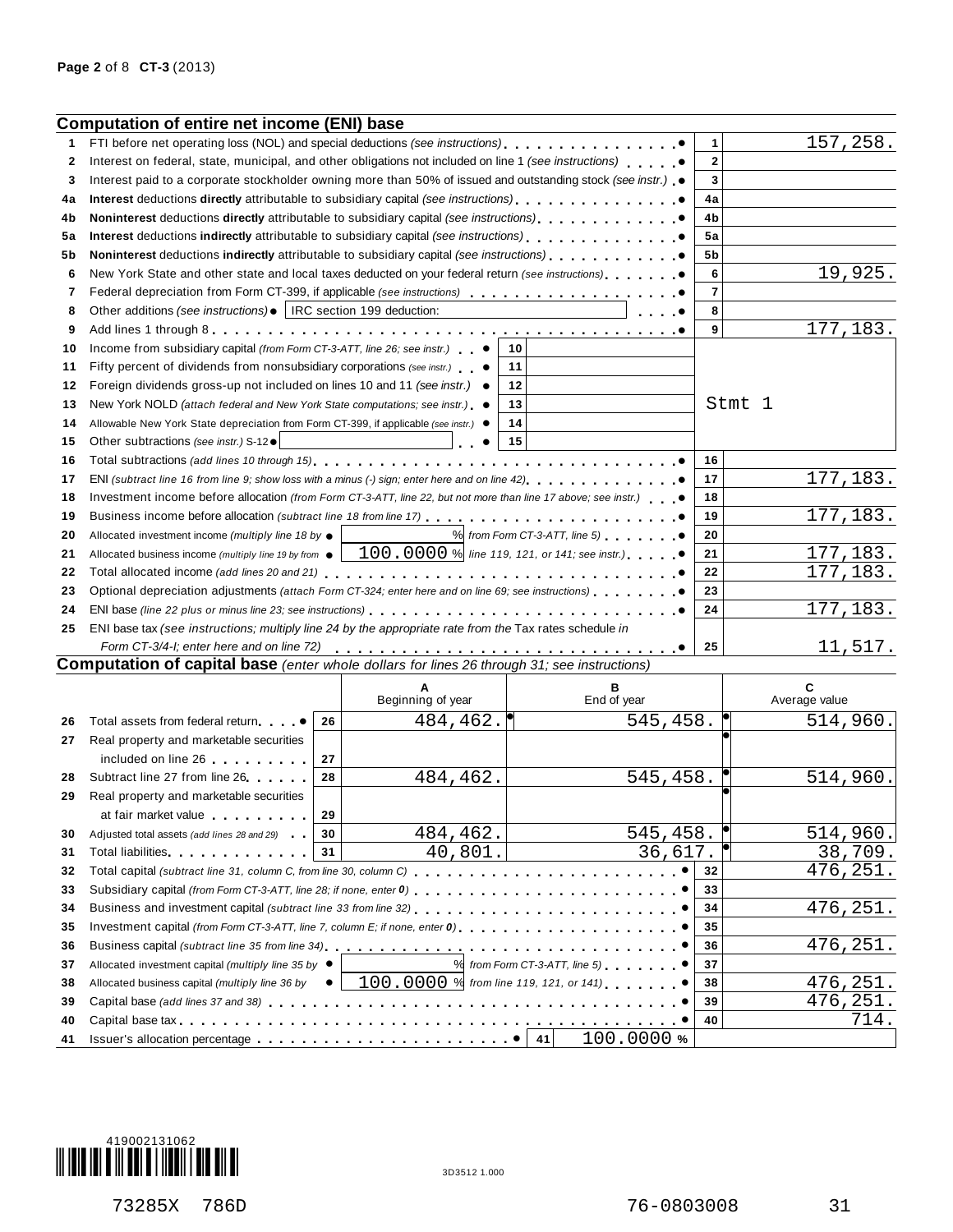## Computation of entire net income (ENI) base

| Line | Description | | | Line | Amount |
|---|---|---|---|---|---|
| 1 | FTI before net operating loss (NOL) and special deductions *(see instructions)* | | | 1 | 157,258. |
| 2 | Interest on federal, state, municipal, and other obligations not included on line 1 *(see instructions)* | | | 2 | |
| 3 | Interest paid to a corporate stockholder owning more than 50% of issued and outstanding stock *(see instr.)* | | | 3 | |
| 4a | **Interest** deductions **directly** attributable to subsidiary capital *(see instructions)* | | | 4a | |
| 4b | **Noninterest** deductions **directly** attributable to subsidiary capital *(see instructions)* | | | 4b | |
| 5a | **Interest** deductions **indirectly** attributable to subsidiary capital *(see instructions)* | | | 5a | |
| 5b | **Noninterest** deductions **indirectly** attributable to subsidiary capital *(see instructions)* | | | 5b | |
| 6 | New York State and other state and local taxes deducted on your federal return *(see instructions)* | | | 6 | 19,925. |
| 7 | Federal depreciation from Form CT-399, if applicable *(see instructions)* | | | 7 | |
| 8 | Other additions *(see instructions)* IRC section 199 deduction: | | | 8 | |
| 9 | Add lines 1 through 8 | | | 9 | 177,183. |
| 10 | Income from subsidiary capital *(from Form CT-3-ATT, line 26; see instr.)* | 10 | | | |
| 11 | Fifty percent of dividends from nonsubsidiary corporations *(see instr.)* | 11 | | | |
| 12 | Foreign dividends gross-up not included on lines 10 and 11 *(see instr.)* | 12 | | | |
| 13 | New York NOLD *(attach federal and New York State computations; see instr.)* | 13 | | | Stmt 1 |
| 14 | Allowable New York State depreciation from Form CT-399, if applicable *(see instr.)* | 14 | | | |
| 15 | Other subtractions *(see instr.)* S-12 | 15 | | | |
| 16 | Total subtractions *(add lines 10 through 15)* | | | 16 | |
| 17 | ENI *(subtract line 16 from line 9; show loss with a minus (-) sign; enter here and on line 42)* | | | 17 | 177,183. |
| 18 | Investment income before allocation *(from Form CT-3-ATT, line 22, but not more than line 17 above; see instr.)* | | | 18 | |
| 19 | Business income before allocation *(subtract line 18 from line 17)* | | | 19 | 177,183. |
| 20 | Allocated investment income *(multiply line 18 by* % *from Form CT-3-ATT, line 5)* | | | 20 | |
| 21 | Allocated business income *(multiply line 19 by from* 100.0000 % *line 119, 121, or 141; see instr.)* | | | 21 | 177,183. |
| 22 | Total allocated income *(add lines 20 and 21)* | | | 22 | 177,183. |
| 23 | Optional depreciation adjustments *(attach Form CT-324; enter here and on line 69; see instructions)* | | | 23 | |
| 24 | ENI base *(line 22 plus or minus line 23; see instructions)* | | | 24 | 177,183. |
| 25 | ENI base tax *(see instructions; multiply line 24 by the appropriate rate from the* Tax rates schedule *in Form CT-3/4-I; enter here and on line 72)* | | | 25 | 11,517. |

## Computation of capital base *(enter whole dollars for lines 26 through 31; see instructions)*

| Line | Description | | A Beginning of year | B End of year | C Average value |
|---|---|---|---|---|---|
| 26 | Total assets from federal return | 26 | 484,462. | 545,458. | 514,960. |
| 27 | Real property and marketable securities included on line 26 | 27 | | | |
| 28 | Subtract line 27 from line 26 | 28 | 484,462. | 545,458. | 514,960. |
| 29 | Real property and marketable securities at fair market value | 29 | | | |
| 30 | Adjusted total assets *(add lines 28 and 29)* | 30 | 484,462. | 545,458. | 514,960. |
| 31 | Total liabilities | 31 | 40,801. | 36,617. | 38,709. |

| Line | Description | Line | Amount |
|---|---|---|---|
| 32 | Total capital *(subtract line 31, column C, from line 30, column C)* | 32 | 476,251. |
| 33 | Subsidiary capital *(from Form CT-3-ATT, line 28; if none, enter 0)* | 33 | |
| 34 | Business and investment capital *(subtract line 33 from line 32)* | 34 | 476,251. |
| 35 | Investment capital *(from Form CT-3-ATT, line 7, column E; if none, enter 0)* | 35 | |
| 36 | Business capital *(subtract line 35 from line 34)* | 36 | 476,251. |
| 37 | Allocated investment capital *(multiply line 35 by* % *from Form CT-3-ATT, line 5)* | 37 | |
| 38 | Allocated business capital *(multiply line 36 by* 100.0000 % *from line 119, 121, or 141)* | 38 | 476,251. |
| 39 | Capital base *(add lines 37 and 38)* | 39 | 476,251. |
| 40 | Capital base tax | 40 | 714. |
| 41 | Issuer's allocation percentage | 41 | 100.0000 % |

419002131062

3D3512 1.000

73285X 786D 76-0803008 31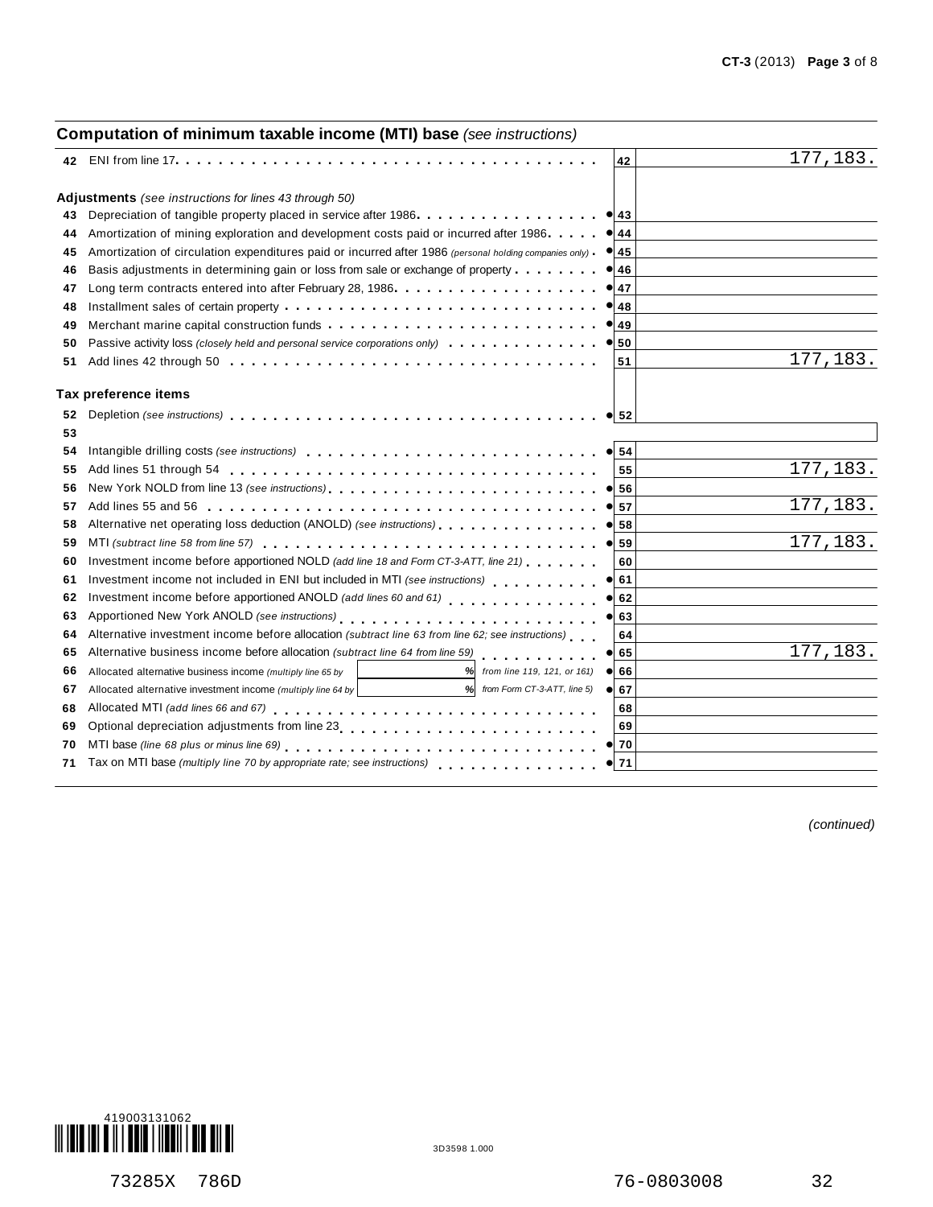## Computation of minimum taxable income (MTI) base *(see instructions)*

| Line | Description | | Amount |
|---|---|---|---|
| 42 | ENI from line 17 | 42 | 177,183. |
| | **Adjustments** *(see instructions for lines 43 through 50)* | | |
| 43 | Depreciation of tangible property placed in service after 1986 | ● 43 | |
| 44 | Amortization of mining exploration and development costs paid or incurred after 1986 | ● 44 | |
| 45 | Amortization of circulation expenditures paid or incurred after 1986 *(personal holding companies only)* | ● 45 | |
| 46 | Basis adjustments in determining gain or loss from sale or exchange of property | ● 46 | |
| 47 | Long term contracts entered into after February 28, 1986 | ● 47 | |
| 48 | Installment sales of certain property | ● 48 | |
| 49 | Merchant marine capital construction funds | ● 49 | |
| 50 | Passive activity loss *(closely held and personal service corporations only)* | ● 50 | |
| 51 | Add lines 42 through 50 | 51 | 177,183. |
| | **Tax preference items** | | |
| 52 | Depletion *(see instructions)* | ● 52 | |
| 53 | | | |
| 54 | Intangible drilling costs *(see instructions)* | ● 54 | |
| 55 | Add lines 51 through 54 | 55 | 177,183. |
| 56 | New York NOLD from line 13 *(see instructions)* | ● 56 | |
| 57 | Add lines 55 and 56 | ● 57 | 177,183. |
| 58 | Alternative net operating loss deduction (ANOLD) *(see instructions)* | ● 58 | |
| 59 | MTI *(subtract line 58 from line 57)* | ● 59 | 177,183. |
| 60 | Investment income before apportioned NOLD *(add line 18 and Form CT-3-ATT, line 21)* | 60 | |
| 61 | Investment income not included in ENI but included in MTI *(see instructions)* | ● 61 | |
| 62 | Investment income before apportioned ANOLD *(add lines 60 and 61)* | ● 62 | |
| 63 | Apportioned New York ANOLD *(see instructions)* | ● 63 | |
| 64 | Alternative investment income before allocation *(subtract line 63 from line 62; see instructions)* | 64 | |
| 65 | Alternative business income before allocation *(subtract line 64 from line 59)* | ● 65 | 177,183. |
| 66 | Allocated alternative business income *(multiply line 65 by* ____ % *from line 119, 121, or 161)* | ● 66 | |
| 67 | Allocated alternative investment income *(multiply line 64 by* ____ % *from Form CT-3-ATT, line 5)* | ● 67 | |
| 68 | Allocated MTI *(add lines 66 and 67)* | 68 | |
| 69 | Optional depreciation adjustments from line 23 | 69 | |
| 70 | MTI base *(line 68 plus or minus line 69)* | ● 70 | |
| 71 | Tax on MTI base *(multiply line 70 by appropriate rate; see instructions)* | ● 71 | |

*(continued)*

419003131062

3D3598 1.000

73285X 786D 76-0803008 32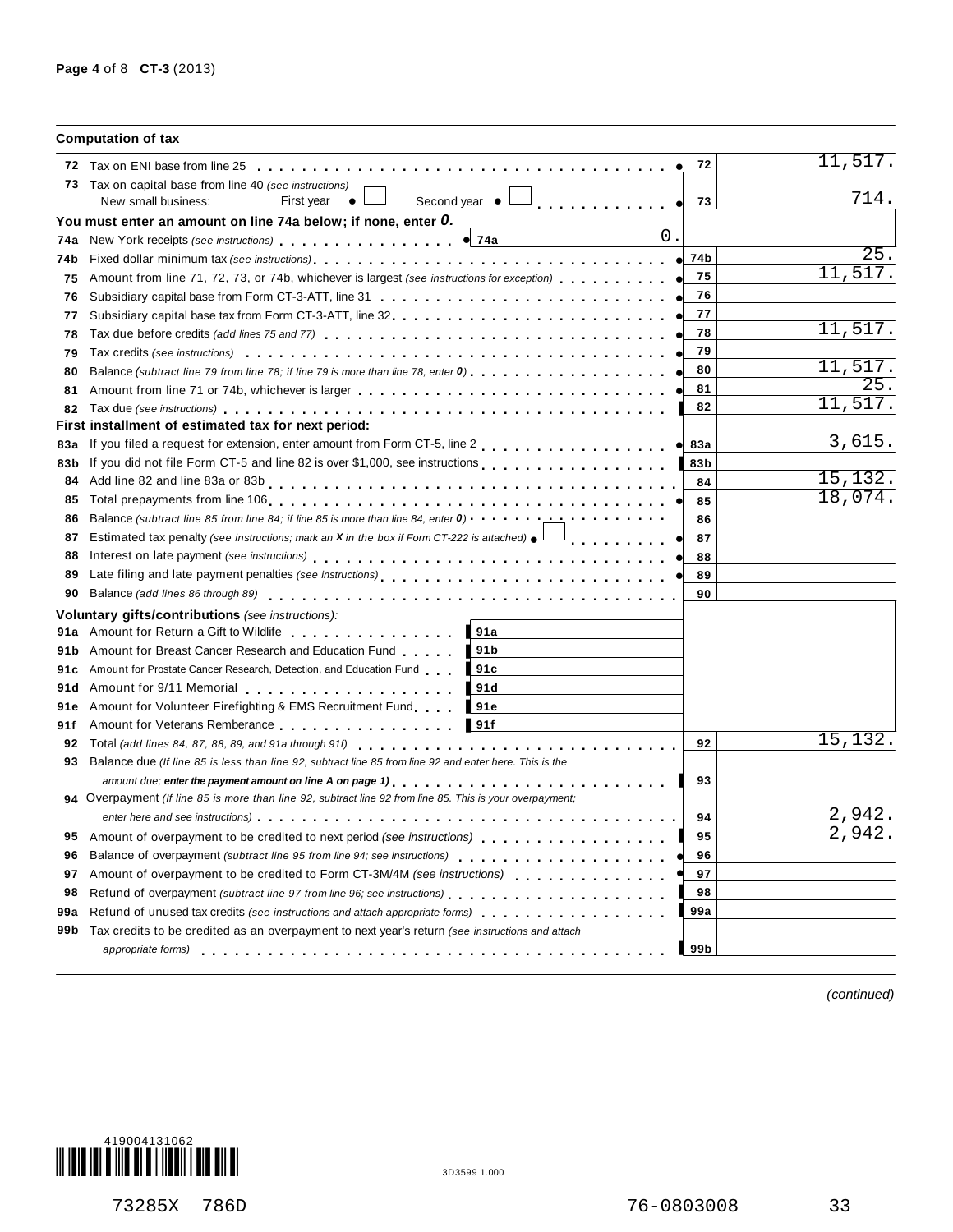## Computation of tax

| Line | Description | Line ref | Amount |
|---|---|---|---|
| 72 | Tax on ENI base from line 25 | 72 | 11,517. |
| 73 | Tax on capital base from line 40 *(see instructions)* New small business: First year ☐ Second year ☐ | 73 | 714. |
| | **You must enter an amount on line 74a below; if none, enter *0.*** | | |
| 74a | New York receipts *(see instructions)* — 74a: 0. | | |
| 74b | Fixed dollar minimum tax *(see instructions)* | 74b | 25. |
| 75 | Amount from line 71, 72, 73, or 74b, whichever is largest *(see instructions for exception)* | 75 | 11,517. |
| 76 | Subsidiary capital base from Form CT-3-ATT, line 31 | 76 | |
| 77 | Subsidiary capital base tax from Form CT-3-ATT, line 32 | 77 | |
| 78 | Tax due before credits *(add lines 75 and 77)* | 78 | 11,517. |
| 79 | Tax credits *(see instructions)* | 79 | |
| 80 | Balance *(subtract line 79 from line 78; if line 79 is more than line 78, enter 0)* | 80 | 11,517. |
| 81 | Amount from line 71 or 74b, whichever is larger | 81 | 25. |
| 82 | Tax due *(see instructions)* | 82 | 11,517. |
| | **First installment of estimated tax for next period:** | | |
| 83a | If you filed a request for extension, enter amount from Form CT-5, line 2 | 83a | 3,615. |
| 83b | If you did not file Form CT-5 and line 82 is over $1,000, see instructions | 83b | |
| 84 | Add line 82 and line 83a or 83b | 84 | 15,132. |
| 85 | Total prepayments from line 106 | 85 | 18,074. |
| 86 | Balance *(subtract line 85 from line 84; if line 85 is more than line 84, enter 0)* | 86 | |
| 87 | Estimated tax penalty *(see instructions; mark an X in the box if Form CT-222 is attached)* ☐ | 87 | |
| 88 | Interest on late payment *(see instructions)* | 88 | |
| 89 | Late filing and late payment penalties *(see instructions)* | 89 | |
| 90 | Balance *(add lines 86 through 89)* | 90 | |

**Voluntary gifts/contributions** *(see instructions)*:

| Line | Description | Line ref | Amount |
|---|---|---|---|
| 91a | Amount for Return a Gift to Wildlife | 91a | |
| 91b | Amount for Breast Cancer Research and Education Fund | 91b | |
| 91c | Amount for Prostate Cancer Research, Detection, and Education Fund | 91c | |
| 91d | Amount for 9/11 Memorial | 91d | |
| 91e | Amount for Volunteer Firefighting & EMS Recruitment Fund | 91e | |
| 91f | Amount for Veterans Remberance | 91f | |
| 92 | Total *(add lines 84, 87, 88, 89, and 91a through 91f)* | 92 | 15,132. |
| 93 | Balance due *(If line 85 is less than line 92, subtract line 85 from line 92 and enter here. This is the amount due; **enter the payment amount on line A on page 1**)* | 93 | |
| 94 | Overpayment *(If line 85 is more than line 92, subtract line 92 from line 85. This is your overpayment; enter here and see instructions)* | 94 | 2,942. |
| 95 | Amount of overpayment to be credited to next period *(see instructions)* | 95 | 2,942. |
| 96 | Balance of overpayment *(subtract line 95 from line 94; see instructions)* | 96 | |
| 97 | Amount of overpayment to be credited to Form CT-3M/4M *(see instructions)* | 97 | |
| 98 | Refund of overpayment *(subtract line 97 from line 96; see instructions)* | 98 | |
| 99a | Refund of unused tax credits *(see instructions and attach appropriate forms)* | 99a | |
| 99b | Tax credits to be credited as an overpayment to next year's return *(see instructions and attach appropriate forms)* | 99b | |

*(continued)*

419004131062

3D3599 1.000

73285X 786D 76-0803008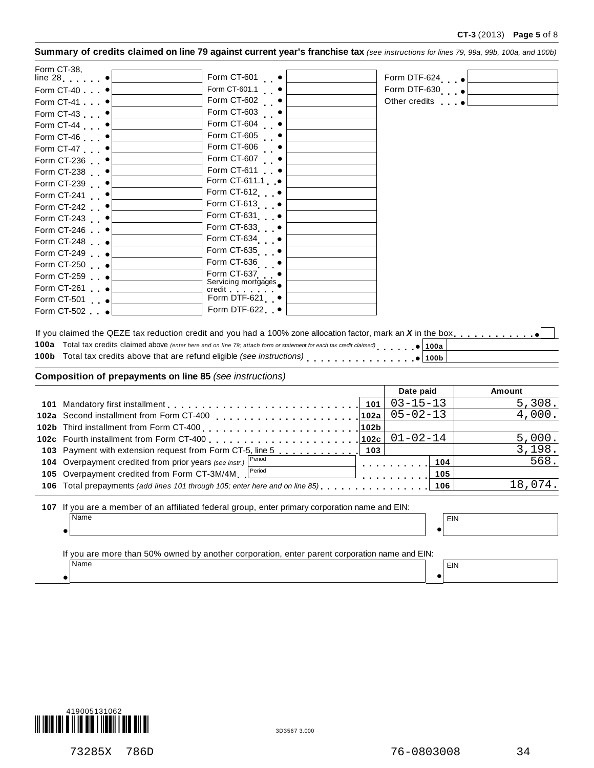**Summary of credits claimed on line 79 against current year's franchise tax** *(see instructions for lines 79, 99a, 99b, 100a, and 100b)*

| Form | Amount | Form | Amount | Form | Amount |
|---|---|---|---|---|---|
| Form CT-38, line 28 | | Form CT-601 | | Form DTF-624 | |
| Form CT-40 | | Form CT-601.1 | | Form DTF-630 | |
| Form CT-41 | | Form CT-602 | | Other credits | |
| Form CT-43 | | Form CT-603 | | | |
| Form CT-44 | | Form CT-604 | | | |
| Form CT-46 | | Form CT-605 | | | |
| Form CT-47 | | Form CT-606 | | | |
| Form CT-236 | | Form CT-607 | | | |
| Form CT-238 | | Form CT-611 | | | |
| Form CT-239 | | Form CT-611.1 | | | |
| Form CT-241 | | Form CT-612 | | | |
| Form CT-242 | | Form CT-613 | | | |
| Form CT-243 | | Form CT-631 | | | |
| Form CT-246 | | Form CT-633 | | | |
| Form CT-248 | | Form CT-634 | | | |
| Form CT-249 | | Form CT-635 | | | |
| Form CT-250 | | Form CT-636 | | | |
| Form CT-259 | | Form CT-637 | | | |
| Form CT-261 | | Servicing mortgages credit | | | |
| Form CT-501 | | Form DTF-621 | | | |
| Form CT-502 | | Form DTF-622 | | | |

If you claimed the QEZE tax reduction credit and you had a 100% zone allocation factor, mark an *X* in the box ☐

| Line | Description | | Amount |
|---|---|---|---|
| 100a | Total tax credits claimed above *(enter here and on line 79; attach form or statement for each tax credit claimed)* | 100a | |
| 100b | Total tax credits above that are refund eligible *(see instructions)* | 100b | |

**Composition of prepayments on line 85** *(see instructions)*

| Line | Description | | Date paid | Amount |
|---|---|---|---|---|
| 101 | Mandatory first installment | 101 | 03-15-13 | 5,308. |
| 102a | Second installment from Form CT-400 | 102a | 05-02-13 | 4,000. |
| 102b | Third installment from Form CT-400 | 102b | | |
| 102c | Fourth installment from Form CT-400 | 102c | 01-02-14 | 5,000. |
| 103 | Payment with extension request from Form CT-5, line 5 | 103 | | 3,198. |
| 104 | Overpayment credited from prior years *(see instr.)* Period: | | 104 | 568. |
| 105 | Overpayment credited from Form CT-3M/4M Period: | | 105 | |
| 106 | Total prepayments *(add lines 101 through 105; enter here and on line 85)* | | 106 | 18,074. |

**107** If you are a member of an affiliated federal group, enter primary corporation name and EIN:

| Name | EIN |
|---|---|
| | |

If you are more than 50% owned by another corporation, enter parent corporation name and EIN:

| Name | EIN |
|---|---|
| | |

419005131062

3D3567 3.000

73285X 786D 76-0803008 34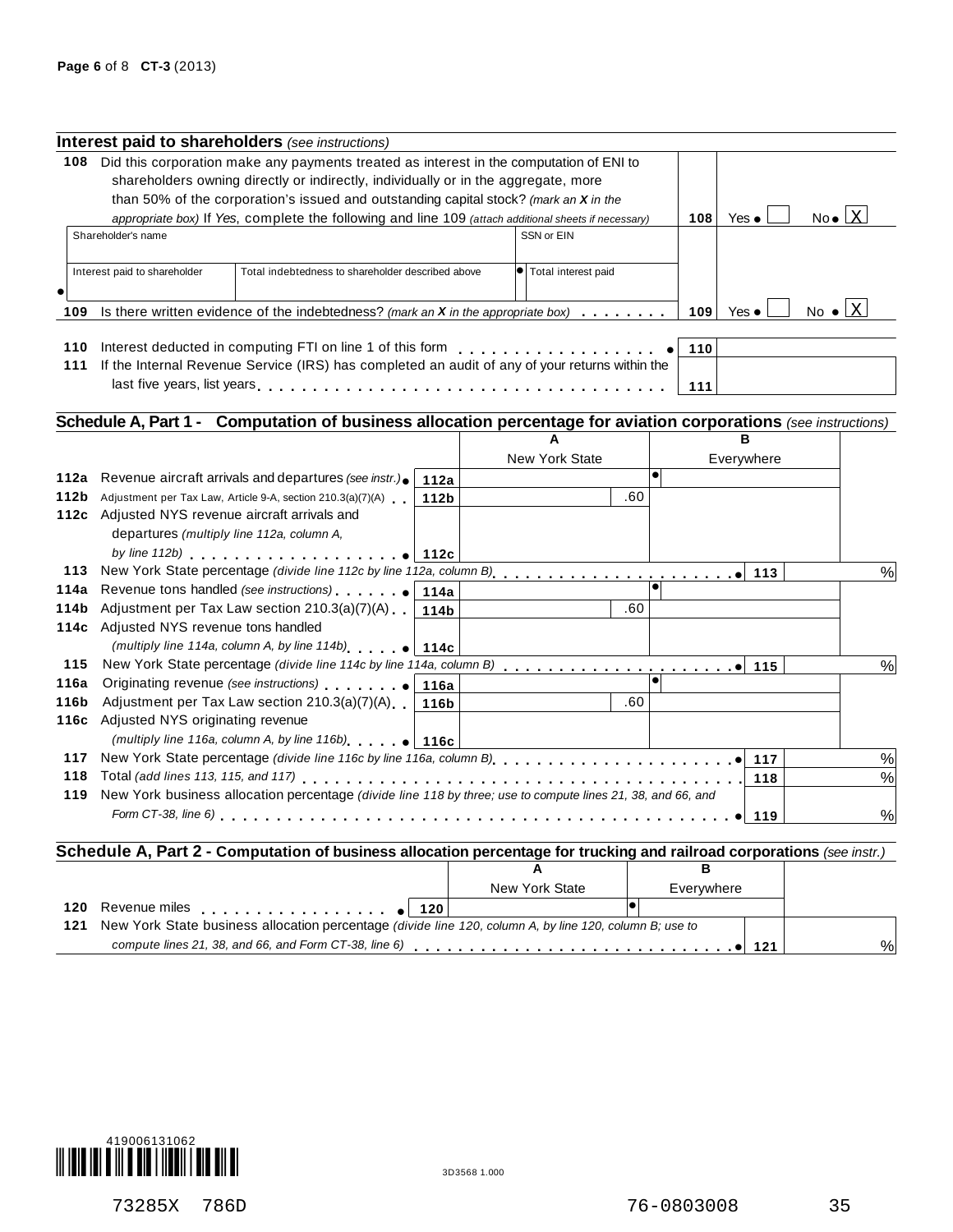## Interest paid to shareholders *(see instructions)*

| | | | |
|---|---|---|---|
| **108** Did this corporation make any payments treated as interest in the computation of ENI to shareholders owning directly or indirectly, individually or in the aggregate, more than 50% of the corporation's issued and outstanding capital stock? *(mark an X in the appropriate box)* If *Yes*, complete the following and line 109 *(attach additional sheets if necessary)* | | **108** | Yes ● ☐ No ● ☒ |

| Shareholder's name | | SSN or EIN |
|---|---|---|
| | | |
| **Interest paid to shareholder** | **Total indebtedness to shareholder described above** | **Total interest paid** |
| ● | | ● |

| | | |
|---|---|---|
| **109** Is there written evidence of the indebtedness? *(mark an X in the appropriate box)* | **109** | Yes ● ☐ No ● ☒ |
| **110** Interest deducted in computing FTI on line 1 of this form ● | **110** | |
| **111** If the Internal Revenue Service (IRS) has completed an audit of any of your returns within the last five years, list years | **111** | |

## Schedule A, Part 1 - Computation of business allocation percentage for aviation corporations *(see instructions)*

| | | | A New York State | B Everywhere |
|---|---|---|---|---|
| **112a** | Revenue aircraft arrivals and departures *(see instr.)* ● | **112a** | | ● |
| **112b** | Adjustment per Tax Law, Article 9-A, section 210.3(a)(7)(A) | **112b** | .60 | |
| **112c** | Adjusted NYS revenue aircraft arrivals and departures *(multiply line 112a, column A, by line 112b)* ● | **112c** | | |
| **113** | New York State percentage *(divide line 112c by line 112a, column B)* ● | | **113** | % |
| **114a** | Revenue tons handled *(see instructions)* ● | **114a** | | ● |
| **114b** | Adjustment per Tax Law section 210.3(a)(7)(A) | **114b** | .60 | |
| **114c** | Adjusted NYS revenue tons handled *(multiply line 114a, column A, by line 114b)* ● | **114c** | | |
| **115** | New York State percentage *(divide line 114c by line 114a, column B)* ● | | **115** | % |
| **116a** | Originating revenue *(see instructions)* ● | **116a** | | ● |
| **116b** | Adjustment per Tax Law section 210.3(a)(7)(A) | **116b** | .60 | |
| **116c** | Adjusted NYS originating revenue *(multiply line 116a, column A, by line 116b)* ● | **116c** | | |
| **117** | New York State percentage *(divide line 116c by line 116a, column B)* ● | | **117** | % |
| **118** | Total *(add lines 113, 115, and 117)* | | **118** | % |
| **119** | New York business allocation percentage *(divide line 118 by three; use to compute lines 21, 38, and 66, and Form CT-38, line 6)* ● | | **119** | % |

## Schedule A, Part 2 - Computation of business allocation percentage for trucking and railroad corporations *(see instr.)*

| | | | A New York State | B Everywhere |
|---|---|---|---|---|
| **120** | Revenue miles ● | **120** | | ● |
| **121** | New York State business allocation percentage *(divide line 120, column A, by line 120, column B; use to compute lines 21, 38, and 66, and Form CT-38, line 6)* ● | | **121** | % |

419006131062

3D3568 1.000

73285X 786D 76-0803008 35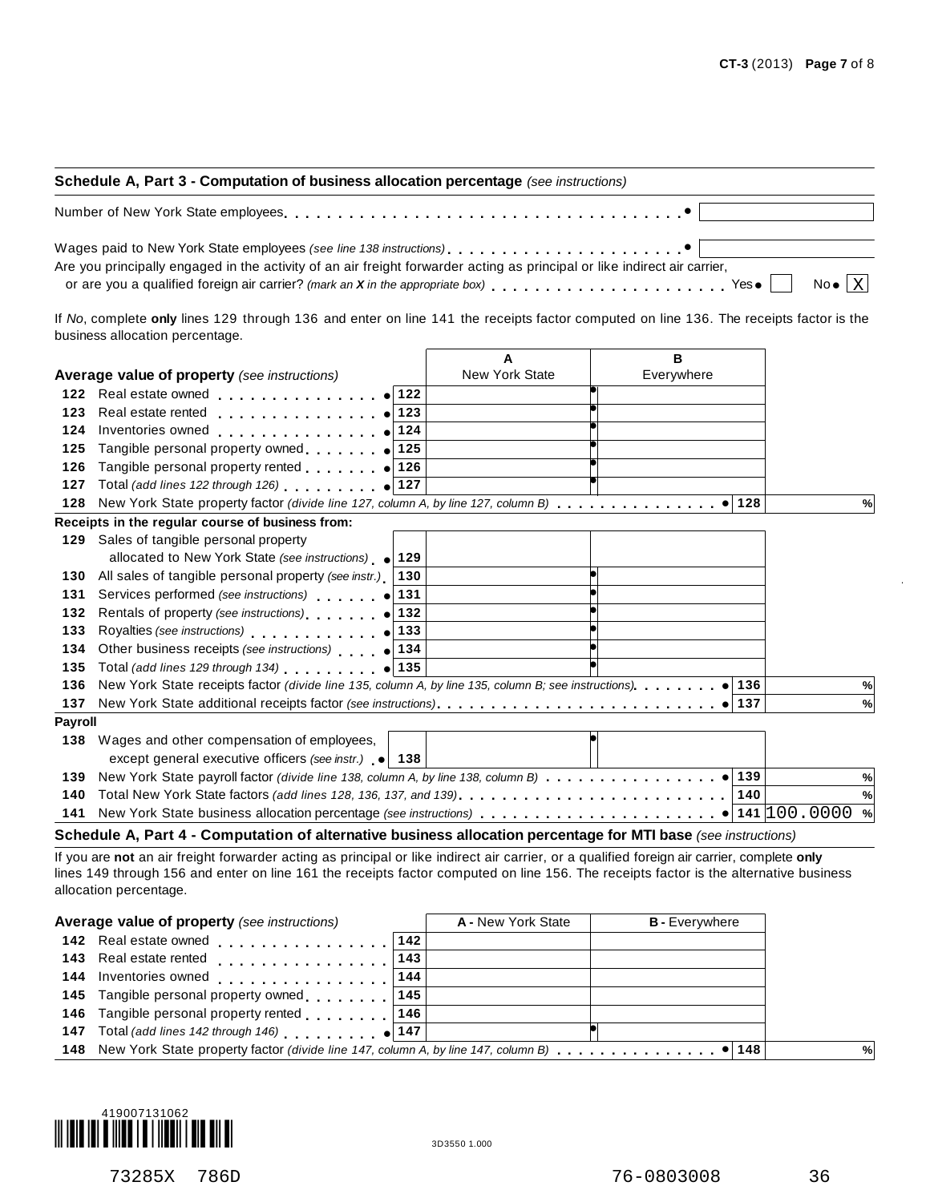## Schedule A, Part 3 - Computation of business allocation percentage *(see instructions)*

Number of New York State employees . . . . . . . . . . . . . . . . . . . . . . . . . . . . . . . . . . . ●

Wages paid to New York State employees *(see line 138 instructions)* . . . . . . . . . . . . . . . . . . . . . . ●

Are you principally engaged in the activity of an air freight forwarder acting as principal or like indirect air carrier, or are you a qualified foreign air carrier? *(mark an **X** in the appropriate box)* . . . . . . . . . . . . . . . . . . . . . . Yes ● [ ] No ● [X]

If *No*, complete **only** lines 129 through 136 and enter on line 141 the receipts factor computed on line 136. The receipts factor is the business allocation percentage.

| **Average value of property** *(see instructions)* | | A New York State | B Everywhere | | |
|---|---|---|---|---|---|
| **122** Real estate owned ● | 122 | | ● | | |
| **123** Real estate rented ● | 123 | | ● | | |
| **124** Inventories owned ● | 124 | | ● | | |
| **125** Tangible personal property owned ● | 125 | | ● | | |
| **126** Tangible personal property rented ● | 126 | | ● | | |
| **127** Total *(add lines 122 through 126)* ● | 127 | | ● | | |
| **128** New York State property factor *(divide line 127, column A, by line 127, column B)* ● | | | | 128 | % |
| **Receipts in the regular course of business from:** | | | | | |
| **129** Sales of tangible personal property allocated to New York State *(see instructions)* ● | 129 | | | | |
| **130** All sales of tangible personal property *(see instr.)* | 130 | | ● | | |
| **131** Services performed *(see instructions)* ● | 131 | | ● | | |
| **132** Rentals of property *(see instructions)* ● | 132 | | ● | | |
| **133** Royalties *(see instructions)* ● | 133 | | ● | | |
| **134** Other business receipts *(see instructions)* ● | 134 | | ● | | |
| **135** Total *(add lines 129 through 134)* ● | 135 | | ● | | |
| **136** New York State receipts factor *(divide line 135, column A, by line 135, column B; see instructions)* ● | | | | 136 | % |
| **137** New York State additional receipts factor *(see instructions)* ● | | | | 137 | % |
| **Payroll** | | | | | |
| **138** Wages and other compensation of employees, except general executive officers *(see instr.)* ● | 138 | | ● | | |
| **139** New York State payroll factor *(divide line 138, column A, by line 138, column B)* ● | | | | 139 | % |
| **140** Total New York State factors *(add lines 128, 136, 137, and 139)* | | | | 140 | % |
| **141** New York State business allocation percentage *(see instructions)* ● | | | | 141 | 100.0000 % |

## Schedule A, Part 4 - Computation of alternative business allocation percentage for MTI base *(see instructions)*

If you are **not** an air freight forwarder acting as principal or like indirect air carrier, or a qualified foreign air carrier, complete **only** lines 149 through 156 and enter on line 161 the receipts factor computed on line 156. The receipts factor is the alternative business allocation percentage.

| **Average value of property** *(see instructions)* | | **A -** New York State | **B -** Everywhere | | |
|---|---|---|---|---|---|
| **142** Real estate owned | 142 | | | | |
| **143** Real estate rented | 143 | | | | |
| **144** Inventories owned | 144 | | | | |
| **145** Tangible personal property owned | 145 | | | | |
| **146** Tangible personal property rented | 146 | | | | |
| **147** Total *(add lines 142 through 146)* ● | 147 | | ● | | |
| **148** New York State property factor *(divide line 147, column A, by line 147, column B)* ● | | | | 148 | % |

419007131062

3D3550 1.000

73285X 786D 76-0803008 36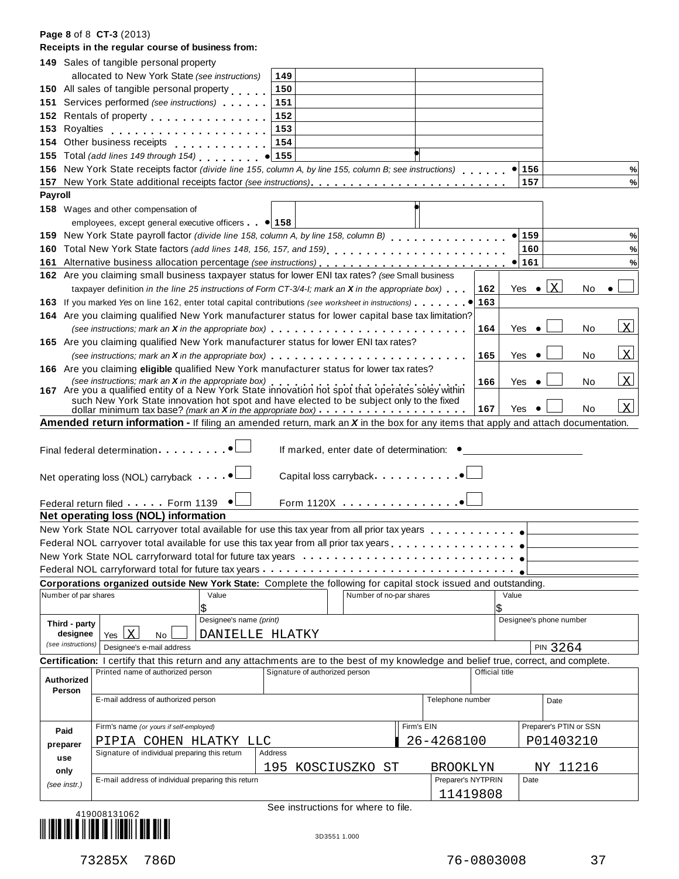**Page 8 of 8 CT-3 (2013)**

**Receipts in the regular course of business from:**

| | | | A | B | |
|---|---|---|---|---|---|
| 149 | Sales of tangible personal property allocated to New York State *(see instructions)* | 149 | | | |
| 150 | All sales of tangible personal property | 150 | | | |
| 151 | Services performed *(see instructions)* | 151 | | | |
| 152 | Rentals of property | 152 | | | |
| 153 | Royalties | 153 | | | |
| 154 | Other business receipts | 154 | | | |
| 155 | Total *(add lines 149 through 154)* | • 155 | | • | |
| 156 | New York State receipts factor *(divide line 155, column A, by line 155, column B; see instructions)* | • 156 | | | % |
| 157 | New York State additional receipts factor *(see instructions)* | 157 | | | % |

**Payroll**

| | | | | | |
|---|---|---|---|---|---|
| 158 | Wages and other compensation of employees, except general executive officers | • 158 | | • | |
| 159 | New York State payroll factor *(divide line 158, column A, by line 158, column B)* | • 159 | | | % |
| 160 | Total New York State factors *(add lines 148, 156, 157, and 159)* | 160 | | | % |
| 161 | Alternative business allocation percentage *(see instructions)* | • 161 | | | % |

| | | | | |
|---|---|---|---|---|
| 162 | Are you claiming small business taxpayer status for lower ENI tax rates? *(see* Small business taxpayer definition *in the line 25 instructions of Form CT-3/4-I; mark an **X** in the appropriate box)* | 162 | Yes • X | No • |
| 163 | If you marked *Yes* on line 162, enter total capital contributions *(see worksheet in instructions)* | • 163 | | |
| 164 | Are you claiming qualified New York manufacturer status for lower capital base tax limitation? *(see instructions; mark an **X** in the appropriate box)* | 164 | Yes • | No X |
| 165 | Are you claiming qualified New York manufacturer status for lower ENI tax rates? *(see instructions; mark an **X** in the appropriate box)* | 165 | Yes • | No X |
| 166 | Are you claiming **eligible** qualified New York manufacturer status for lower tax rates? *(see instructions; mark an **X** in the appropriate box)* | 166 | Yes • | No X |
| 167 | Are you a qualified entity of a New York State innovation hot spot that operates soley within such New York State innovation hot spot and have elected to be subject only to the fixed dollar minimum tax base? *(mark an **X** in the appropriate box)* | 167 | Yes • | No X |

**Amended return information -** If filing an amended return, mark an ***X*** in the box for any items that apply and attach documentation.

Final federal determination • ☐ If marked, enter date of determination: • ______

Net operating loss (NOL) carryback • ☐ Capital loss carryback • ☐

Federal return filed Form 1139 • ☐ Form 1120X • ☐

**Net operating loss (NOL) information**

| | |
|---|---|
| New York State NOL carryover total available for use this tax year from all prior tax years | • |
| Federal NOL carryover total available for use this tax year from all prior tax years | • |
| New York State NOL carryforward total for future tax years | • |
| Federal NOL carryforward total for future tax years | • |

**Corporations organized outside New York State:** Complete the following for capital stock issued and outstanding.

| Number of par shares | Value | Number of no-par shares | Value |
|---|---|---|---|
| | $ | | $ |

| Third - party designee *(see instructions)* | Yes X No ☐ | Designee's name *(print)* DANIELLE HLATKY | Designee's phone number |
|---|---|---|---|
| | Designee's e-mail address | | PIN 3264 |

**Certification:** I certify that this return and any attachments are to the best of my knowledge and belief true, correct, and complete.

| Authorized Person | Printed name of authorized person | Signature of authorized person | Official title | |
|---|---|---|---|---|
| | E-mail address of authorized person | | Telephone number | Date |

| Paid preparer use only *(see instr.)* | Firm's name *(or yours if self-employed)* PIPIA COHEN HLATKY LLC | | Firm's EIN 26-4268100 | Preparer's PTIN or SSN P01403210 |
|---|---|---|---|---|
| | Signature of individual preparing this return | Address 195 KOSCIUSZKO ST BROOKLYN NY 11216 | | |
| | E-mail address of individual preparing this return | | Preparer's NYTPRIN 11419808 | Date |

See instructions for where to file.

419008131062

3D3551 1.000

73285X 786D 76-0803008 37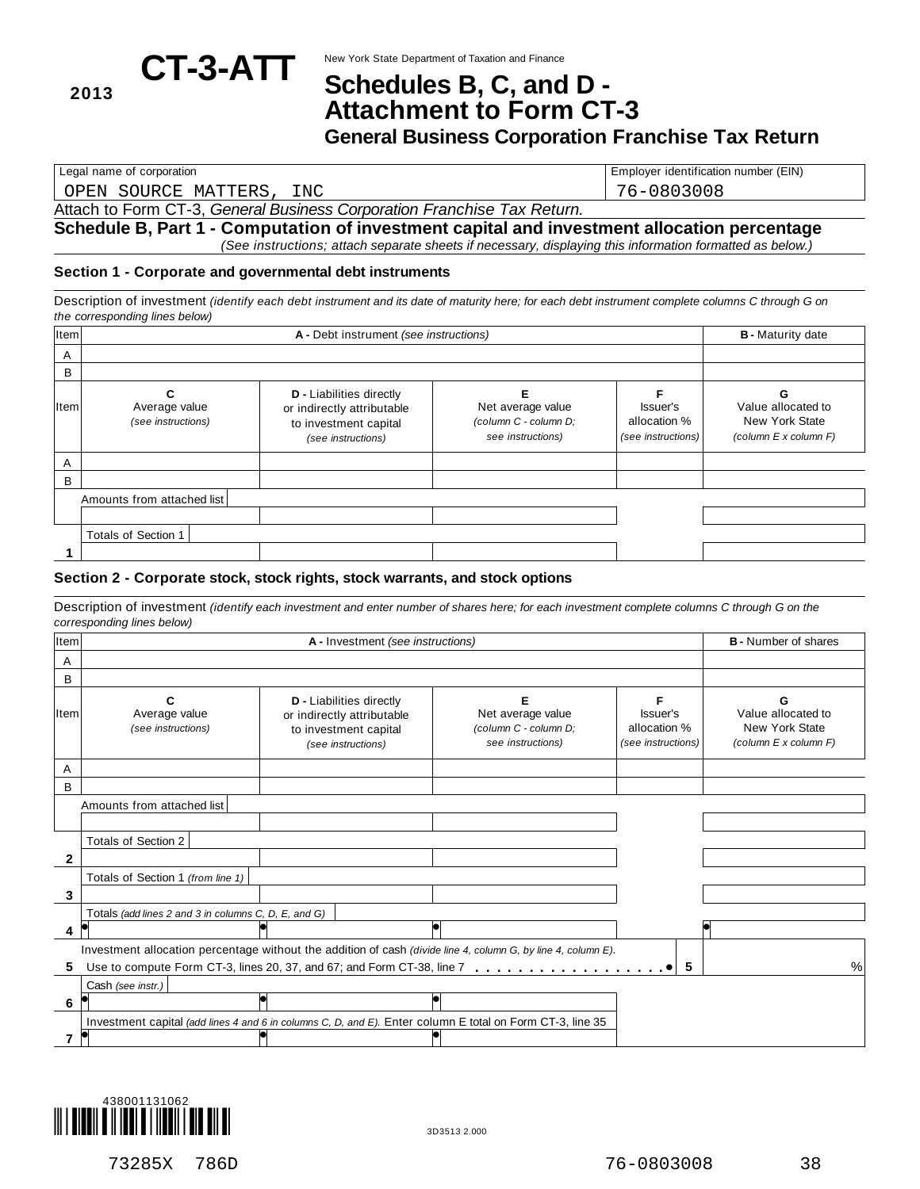**2013** **CT-3-ATT**

New York State Department of Taxation and Finance

# Schedules B, C, and D - Attachment to Form CT-3

## General Business Corporation Franchise Tax Return

| Legal name of corporation | Employer identification number (EIN) |
|---|---|
| OPEN SOURCE MATTERS, INC | 76-0803008 |

Attach to Form CT-3, *General Business Corporation Franchise Tax Return.*

## Schedule B, Part 1 - Computation of investment capital and investment allocation percentage

*(See instructions; attach separate sheets if necessary, displaying this information formatted as below.)*

### Section 1 - Corporate and governmental debt instruments

Description of investment *(identify each debt instrument and its date of maturity here; for each debt instrument complete columns C through G on the corresponding lines below)*

| Item | A - Debt instrument *(see instructions)* | B - Maturity date |
|---|---|---|
| A | | |
| B | | |

| Item | C Average value *(see instructions)* | D - Liabilities directly or indirectly attributable to investment capital *(see instructions)* | E Net average value *(column C - column D; see instructions)* | F Issuer's allocation % *(see instructions)* | G Value allocated to New York State *(column E x column F)* |
|---|---|---|---|---|---|
| A | | | | | |
| B | | | | | |
| Amounts from attached list | | | | | |
| 1 Totals of Section 1 | | | | | |

### Section 2 - Corporate stock, stock rights, stock warrants, and stock options

Description of investment *(identify each investment and enter number of shares here; for each investment complete columns C through G on the corresponding lines below)*

| Item | A - Investment *(see instructions)* | B - Number of shares |
|---|---|---|
| A | | |
| B | | |

| Item | C Average value *(see instructions)* | D - Liabilities directly or indirectly attributable to investment capital *(see instructions)* | E Net average value *(column C - column D; see instructions)* | F Issuer's allocation % *(see instructions)* | G Value allocated to New York State *(column E x column F)* |
|---|---|---|---|---|---|
| A | | | | | |
| B | | | | | |
| Amounts from attached list | | | | | |
| 2 Totals of Section 2 | | | | | |
| 3 Totals of Section 1 *(from line 1)* | | | | | |
| 4 Totals *(add lines 2 and 3 in columns C, D, E, and G)* | | | | | |

5 Investment allocation percentage without the addition of cash *(divide line 4, column G, by line 4, column E)*. Use to compute Form CT-3, lines 20, 37, and 67; and Form CT-38, line 7 . . . . . . . . . . . . . . . . . . **5** %

| Line | C | D | E |
|---|---|---|---|
| 6 Cash *(see instr.)* | | | |
| 7 Investment capital *(add lines 4 and 6 in columns C, D, and E)*. Enter column E total on Form CT-3, line 35 | | | |

438001131062

3D3513 2.000

73285X 786D 76-0803008 38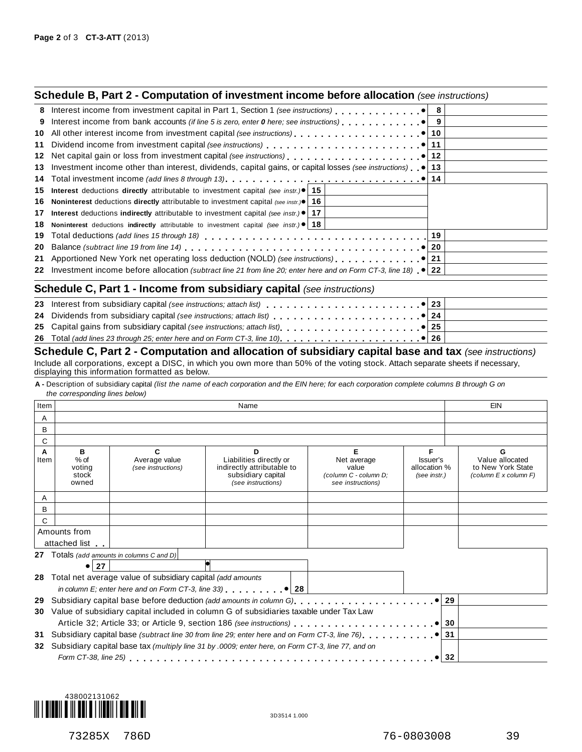## Schedule B, Part 2 - Computation of investment income before allocation *(see instructions)*

| Line | Description | | | Line | Amount |
|---|---|---|---|---|---|
| 8 | Interest income from investment capital in Part 1, Section 1 *(see instructions)* | | | 8 | |
| 9 | Interest income from bank accounts *(if line 5 is zero, enter **0** here; see instructions)* | | | 9 | |
| 10 | All other interest income from investment capital *(see instructions)* | | | 10 | |
| 11 | Dividend income from investment capital *(see instructions)* | | | 11 | |
| 12 | Net capital gain or loss from investment capital *(see instructions)* | | | 12 | |
| 13 | Investment income other than interest, dividends, capital gains, or capital losses *(see instructions)* | | | 13 | |
| 14 | Total investment income *(add lines 8 through 13)* | | | 14 | |
| 15 | **Interest** deductions **directly** attributable to investment capital *(see instr.)* | 15 | | | |
| 16 | **Noninterest** deductions **directly** attributable to investment capital *(see instr.)* | 16 | | | |
| 17 | **Interest** deductions **indirectly** attributable to investment capital *(see instr.)* | 17 | | | |
| 18 | **Noninterest** deductions **indirectly** attributable to investment capital *(see instr.)* | 18 | | | |
| 19 | Total deductions *(add lines 15 through 18)* | | | 19 | |
| 20 | Balance *(subtract line 19 from line 14)* | | | 20 | |
| 21 | Apportioned New York net operating loss deduction (NOLD) *(see instructions)* | | | 21 | |
| 22 | Investment income before allocation *(subtract line 21 from line 20; enter here and on Form CT-3, line 18)* | | | 22 | |

## Schedule C, Part 1 - Income from subsidiary capital *(see instructions)*

| Line | Description | Line | Amount |
|---|---|---|---|
| 23 | Interest from subsidiary capital *(see instructions; attach list)* | 23 | |
| 24 | Dividends from subsidiary capital *(see instructions; attach list)* | 24 | |
| 25 | Capital gains from subsidiary capital *(see instructions; attach list)* | 25 | |
| 26 | Total *(add lines 23 through 25; enter here and on Form CT-3, line 10)* | 26 | |

## Schedule C, Part 2 - Computation and allocation of subsidiary capital base and tax *(see instructions)*

Include all corporations, except a DISC, in which you own more than 50% of the voting stock. Attach separate sheets if necessary, displaying this information formatted as below.

**A -** Description of subsidiary capital *(list the name of each corporation and the EIN here; for each corporation complete columns B through G on the corresponding lines below)*

| Item | Name | EIN |
|---|---|---|
| A | | |
| B | | |
| C | | |

| A Item | B % of voting stock owned | C Average value *(see instructions)* | D Liabilities directly or indirectly attributable to subsidiary capital *(see instructions)* | E Net average value *(column C - column D; see instructions)* | F Issuer's allocation % *(see instr.)* | G Value allocated to New York State *(column E x column F)* |
|---|---|---|---|---|---|---|
| A | | | | | | |
| B | | | | | | |
| C | | | | | | |
| Amounts from attached list | | | | | | |
| 27 Totals *(add amounts in columns C and D)* | 27 | | | | | |
| 28 Total net average value of subsidiary capital *(add amounts in column E; enter here and on Form CT-3, line 33)* | | | 28 | | | |

| Line | Description | Line | Amount |
|---|---|---|---|
| 29 | Subsidiary capital base before deduction *(add amounts in column G)* | 29 | |
| 30 | Value of subsidiary capital included in column G of subsidiaries taxable under Tax Law Article 32; Article 33; or Article 9, section 186 *(see instructions)* | 30 | |
| 31 | Subsidiary capital base *(subtract line 30 from line 29; enter here and on Form CT-3, line 76)* | 31 | |
| 32 | Subsidiary capital base tax *(multiply line 31 by .0009; enter here, on Form CT-3, line 77, and on Form CT-38, line 25)* | 32 | |

438002131062

3D3514 1.000

73285X 786D 76-0803008 39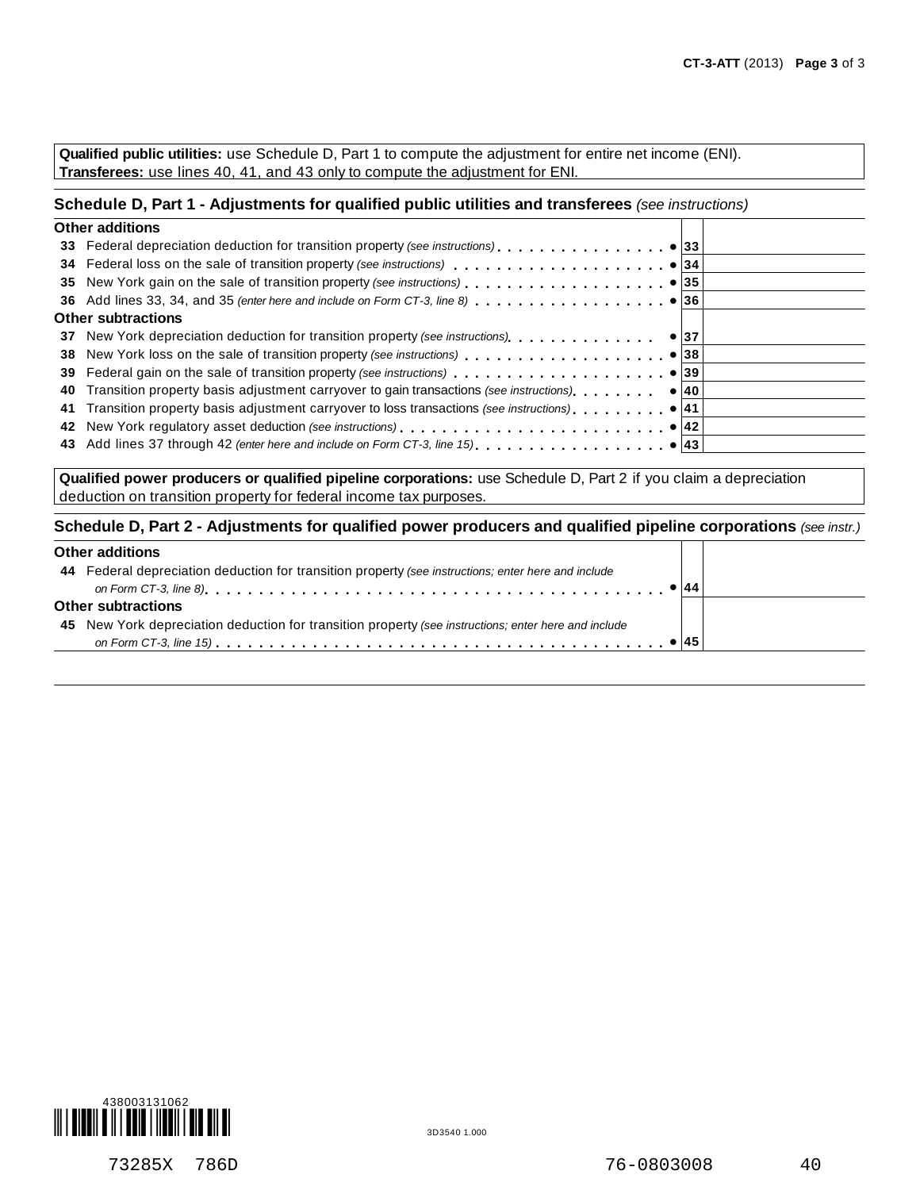**Qualified public utilities:** use Schedule D, Part 1 to compute the adjustment for entire net income (ENI).
**Transferees:** use lines 40, 41, and 43 only to compute the adjustment for ENI.

## Schedule D, Part 1 - Adjustments for qualified public utilities and transferees *(see instructions)*

| | | |
|---|---|---|
| **Other additions** | | |
| 33 Federal depreciation deduction for transition property *(see instructions)* | ● 33 | |
| 34 Federal loss on the sale of transition property *(see instructions)* | ● 34 | |
| 35 New York gain on the sale of transition property *(see instructions)* | ● 35 | |
| 36 Add lines 33, 34, and 35 *(enter here and include on Form CT-3, line 8)* | ● 36 | |
| **Other subtractions** | | |
| 37 New York depreciation deduction for transition property *(see instructions)* | ● 37 | |
| 38 New York loss on the sale of transition property *(see instructions)* | ● 38 | |
| 39 Federal gain on the sale of transition property *(see instructions)* | ● 39 | |
| 40 Transition property basis adjustment carryover to gain transactions *(see instructions)* | ● 40 | |
| 41 Transition property basis adjustment carryover to loss transactions *(see instructions)* | ● 41 | |
| 42 New York regulatory asset deduction *(see instructions)* | ● 42 | |
| 43 Add lines 37 through 42 *(enter here and include on Form CT-3, line 15)* | ● 43 | |

**Qualified power producers or qualified pipeline corporations:** use Schedule D, Part 2 if you claim a depreciation deduction on transition property for federal income tax purposes.

## Schedule D, Part 2 - Adjustments for qualified power producers and qualified pipeline corporations *(see instr.)*

| | | |
|---|---|---|
| **Other additions** | | |
| 44 Federal depreciation deduction for transition property *(see instructions; enter here and include on Form CT-3, line 8)* | ● 44 | |
| **Other subtractions** | | |
| 45 New York depreciation deduction for transition property *(see instructions; enter here and include on Form CT-3, line 15)* | ● 45 | |

438003131062

3D3540 1.000

73285X 786D 76-0803008 40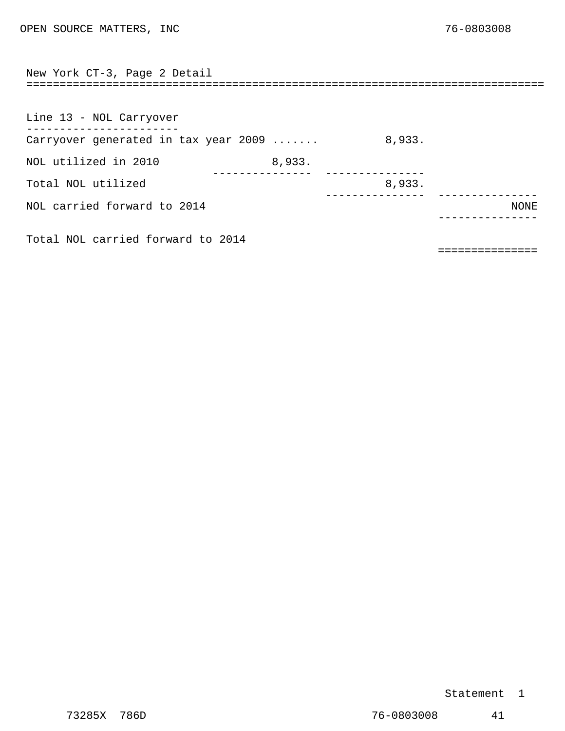OPEN SOURCE MATTERS, INC 76-0803008

## New York CT-3, Page 2 Detail

### Line 13 - NOL Carryover

| | | | |
|---|---|---|---|
| Carryover generated in tax year 2009 ....... | | 8,933. | |
| NOL utilized in 2010 | 8,933. | | |
| Total NOL utilized | | 8,933. | |
| NOL carried forward to 2014 | | | NONE |
| Total NOL carried forward to 2014 | | | |

Statement 1

73285X 786D 76-0803008 41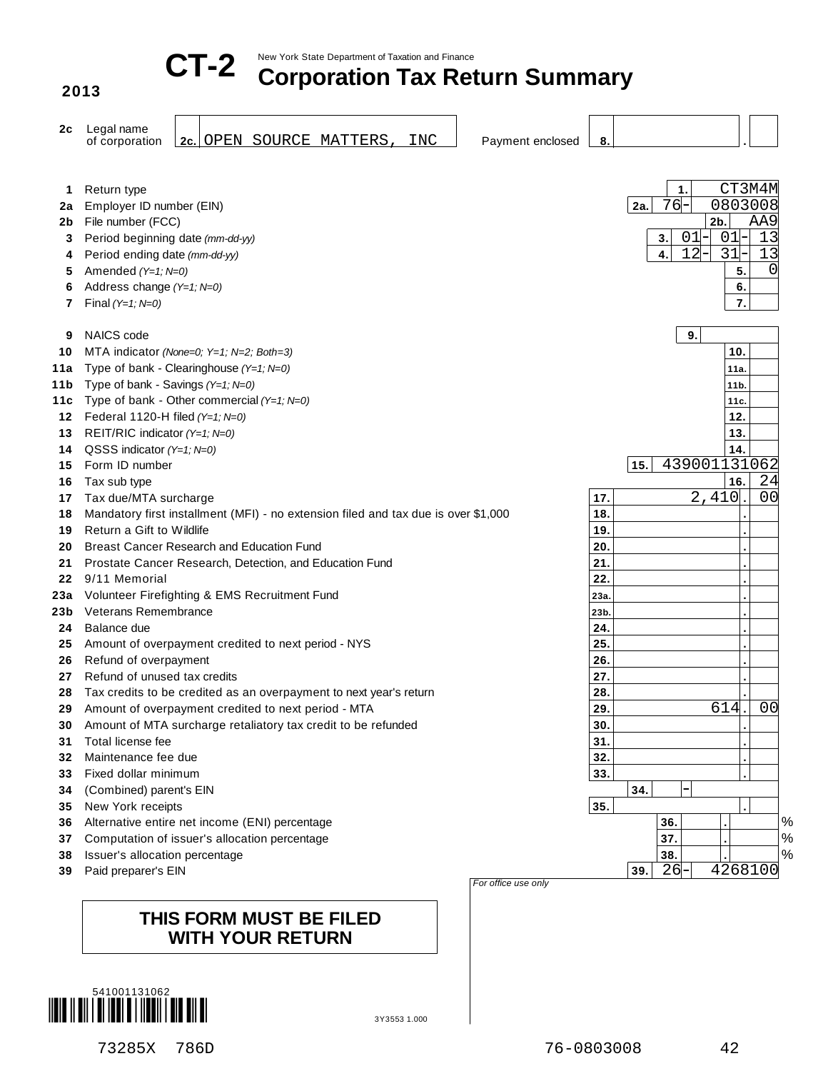**2013**

# CT-2 Corporation Tax Return Summary

New York State Department of Taxation and Finance

| | | | |
|---|---|---|---|
| 2c | Legal name of corporation | 2c. | OPEN SOURCE MATTERS, INC |
| | Payment enclosed | 8. | . |

| Line | Description | Box | Value |
|---|---|---|---|
| 1 | Return type | 1. | CT3M4M |
| 2a | Employer ID number (EIN) | 2a. | 76-0803008 |
| 2b | File number (FCC) | 2b. | AA9 |
| 3 | Period beginning date *(mm-dd-yy)* | 3. | 01-01-13 |
| 4 | Period ending date *(mm-dd-yy)* | 4. | 12-31-13 |
| 5 | Amended *(Y=1; N=0)* | 5. | 0 |
| 6 | Address change *(Y=1; N=0)* | 6. | |
| 7 | Final *(Y=1; N=0)* | 7. | |
| 9 | NAICS code | 9. | |
| 10 | MTA indicator *(None=0; Y=1; N=2; Both=3)* | 10. | |
| 11a | Type of bank - Clearinghouse *(Y=1; N=0)* | 11a. | |
| 11b | Type of bank - Savings *(Y=1; N=0)* | 11b. | |
| 11c | Type of bank - Other commercial *(Y=1; N=0)* | 11c. | |
| 12 | Federal 1120-H filed *(Y=1; N=0)* | 12. | |
| 13 | REIT/RIC indicator *(Y=1; N=0)* | 13. | |
| 14 | QSSS indicator *(Y=1; N=0)* | 14. | |
| 15 | Form ID number | 15. | 439001131062 |
| 16 | Tax sub type | 16. | 24 |
| 17 | Tax due/MTA surcharge | 17. | 2,410.00 |
| 18 | Mandatory first installment (MFI) - no extension filed and tax due is over $1,000 | 18. | |
| 19 | Return a Gift to Wildlife | 19. | |
| 20 | Breast Cancer Research and Education Fund | 20. | |
| 21 | Prostate Cancer Research, Detection, and Education Fund | 21. | |
| 22 | 9/11 Memorial | 22. | |
| 23a | Volunteer Firefighting & EMS Recruitment Fund | 23a. | |
| 23b | Veterans Remembrance | 23b. | |
| 24 | Balance due | 24. | |
| 25 | Amount of overpayment credited to next period - NYS | 25. | |
| 26 | Refund of overpayment | 26. | |
| 27 | Refund of unused tax credits | 27. | |
| 28 | Tax credits to be credited as an overpayment to next year's return | 28. | |
| 29 | Amount of overpayment credited to next period - MTA | 29. | 614.00 |
| 30 | Amount of MTA surcharge retaliatory tax credit to be refunded | 30. | |
| 31 | Total license fee | 31. | |
| 32 | Maintenance fee due | 32. | |
| 33 | Fixed dollar minimum | 33. | |
| 34 | (Combined) parent's EIN | 34. | - |
| 35 | New York receipts | 35. | |
| 36 | Alternative entire net income (ENI) percentage | 36. | . % |
| 37 | Computation of issuer's allocation percentage | 37. | . % |
| 38 | Issuer's allocation percentage | 38. | . % |
| 39 | Paid preparer's EIN | 39. | 26-4268100 |

*For office use only*

**THIS FORM MUST BE FILED WITH YOUR RETURN**

541001131062

3Y3553 1.000

73285X 786D 76-0803008 42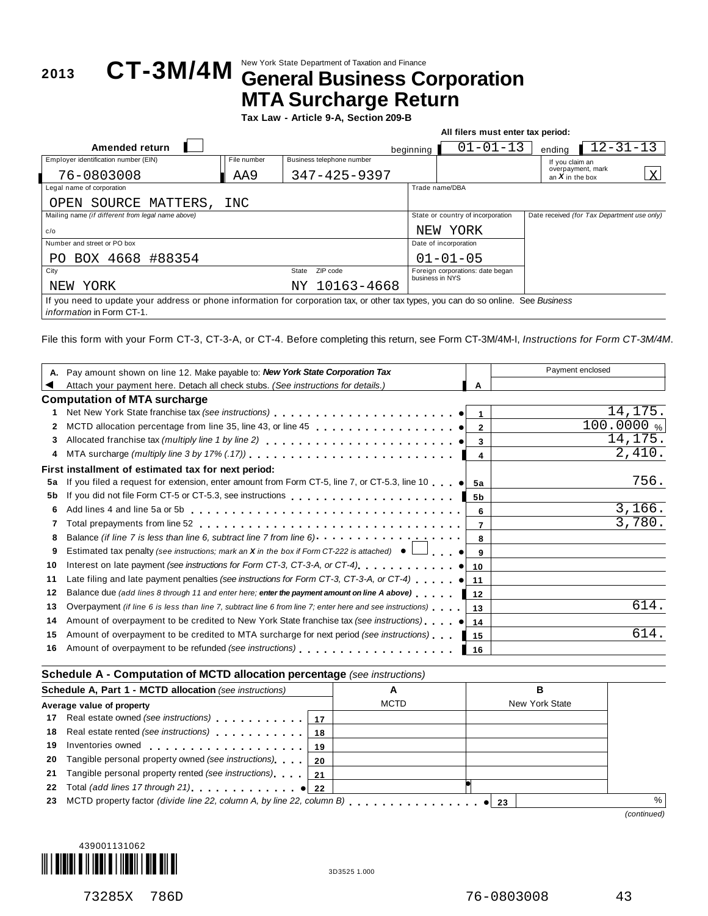**2013** **CT-3M/4M** New York State Department of Taxation and Finance

# General Business Corporation MTA Surcharge Return

**Tax Law - Article 9-A, Section 209-B**

**All filers must enter tax period:**

**Amended return** ☐ beginning 01-01-13 ending 12-31-13

| Employer identification number (EIN) | File number | Business telephone number | If you claim an overpayment, mark an *X* in the box |
|---|---|---|---|
| 76-0803008 | AA9 | 347-425-9397 | X |

| Legal name of corporation | Trade name/DBA |
|---|---|
| OPEN SOURCE MATTERS, INC | |

| Mailing name *(if different from legal name above)* | State or country of incorporation | Date received *(for Tax Department use only)* |
|---|---|---|
| c/o | NEW YORK | |

| Number and street or PO box | Date of incorporation |
|---|---|
| PO BOX 4668 #88354 | 01-01-05 |

| City | State ZIP code | Foreign corporations: date began business in NYS |
|---|---|---|
| NEW YORK | NY 10163-4668 | |

If you need to update your address or phone information for corporation tax, or other tax types, you can do so online. See *Business information* in Form CT-1.

File this form with your Form CT-3, CT-3-A, or CT-4. Before completing this return, see Form CT-3M/4M-I, *Instructions for Form CT-3M/4M*.

| | | | Payment enclosed |
|---|---|---|---|
| **A.** | Pay amount shown on line 12. Make payable to: ***New York State Corporation Tax*** Attach your payment here. Detach all check stubs. *(See instructions for details.)* | A | |

## Computation of MTA surcharge

| | | | |
|---|---|---|---|
| 1 | Net New York State franchise tax *(see instructions)* | 1 | 14,175. |
| 2 | MCTD allocation percentage from line 35, line 43, or line 45 | 2 | 100.0000 % |
| 3 | Allocated franchise tax *(multiply line 1 by line 2)* | 3 | 14,175. |
| 4 | MTA surcharge *(multiply line 3 by 17% (.17))* | 4 | 2,410. |

**First installment of estimated tax for next period:**

| | | | |
|---|---|---|---|
| 5a | If you filed a request for extension, enter amount from Form CT-5, line 7, or CT-5.3, line 10 | 5a | 756. |
| 5b | If you did not file Form CT-5 or CT-5.3, see instructions | 5b | |
| 6 | Add lines 4 and line 5a or 5b | 6 | 3,166. |
| 7 | Total prepayments from line 52 | 7 | 3,780. |
| 8 | Balance *(if line 7 is less than line 6, subtract line 7 from line 6)* | 8 | |
| 9 | Estimated tax penalty *(see instructions; mark an X in the box if Form CT-222 is attached)* ☐ | 9 | |
| 10 | Interest on late payment *(see instructions for Form CT-3, CT-3-A, or CT-4)* | 10 | |
| 11 | Late filing and late payment penalties *(see instructions for Form CT-3, CT-3-A, or CT-4)* | 11 | |
| 12 | Balance due *(add lines 8 through 11 and enter here; **enter the payment amount on line A above**)* | 12 | |
| 13 | Overpayment *(if line 6 is less than line 7, subtract line 6 from line 7; enter here and see instructions)* | 13 | 614. |
| 14 | Amount of overpayment to be credited to New York State franchise tax *(see instructions)* | 14 | |
| 15 | Amount of overpayment to be credited to MTA surcharge for next period *(see instructions)* | 15 | 614. |
| 16 | Amount of overpayment to be refunded *(see instructions)* | 16 | |

## Schedule A - Computation of MCTD allocation percentage *(see instructions)*

| **Schedule A, Part 1 - MCTD allocation** *(see instructions)* | | A MCTD | B New York State |
|---|---|---|---|
| **Average value of property** | | | |
| 17 Real estate owned *(see instructions)* | 17 | | |
| 18 Real estate rented *(see instructions)* | 18 | | |
| 19 Inventories owned | 19 | | |
| 20 Tangible personal property owned *(see instructions)* | 20 | | |
| 21 Tangible personal property rented *(see instructions)* | 21 | | |
| 22 Total *(add lines 17 through 21)* | 22 | | |

| | | | |
|---|---|---|---|
| 23 | MCTD property factor *(divide line 22, column A, by line 22, column B)* | 23 | % |

*(continued)*

439001131062

3D3525 1.000

73285X 786D 76-0803008 43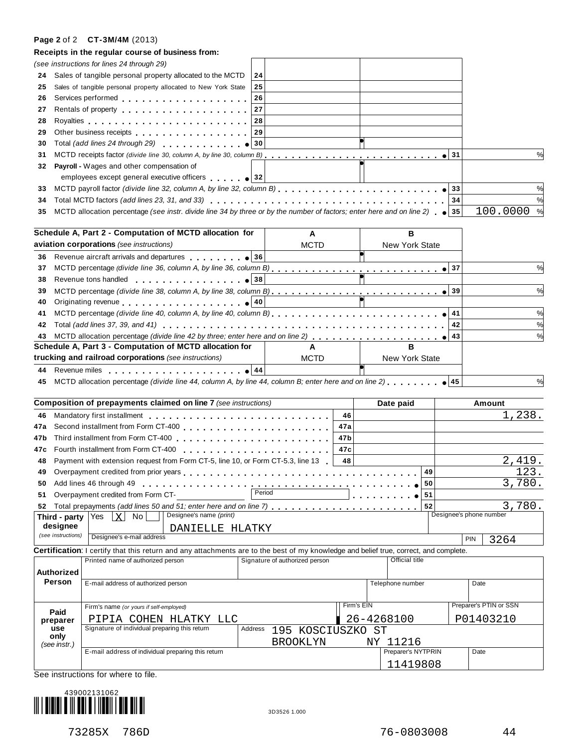**Page 2** of 2 **CT-3M/4M** (2013)

**Receipts in the regular course of business from:**

*(see instructions for lines 24 through 29)*

| | | | A | B | | |
|---|---|---|---|---|---|---|
| 24 | Sales of tangible personal property allocated to the MCTD | 24 | | | | |
| 25 | Sales of tangible personal property allocated to New York State | 25 | | | | |
| 26 | Services performed | 26 | | | | |
| 27 | Rentals of property | 27 | | | | |
| 28 | Royalties | 28 | | | | |
| 29 | Other business receipts | 29 | | | | |
| 30 | Total *(add lines 24 through 29)* | 30 | | | | |
| 31 | MCTD receipts factor *(divide line 30, column A, by line 30, column B)* | | | | 31 | % |
| 32 | **Payroll -** Wages and other compensation of employees except general executive officers | 32 | | | | |
| 33 | MCTD payroll factor *(divide line 32, column A, by line 32, column B)* | | | | 33 | % |
| 34 | Total MCTD factors *(add lines 23, 31, and 33)* | | | | 34 | % |
| 35 | MCTD allocation percentage *(see instr. divide line 34 by three or by the number of factors; enter here and on line 2)* | | | | 35 | 100.0000 % |

| **Schedule A, Part 2 - Computation of MCTD allocation for aviation corporations** *(see instructions)* | | | A MCTD | B New York State | | |
|---|---|---|---|---|---|---|
| 36 | Revenue aircraft arrivals and departures | 36 | | | | |
| 37 | MCTD percentage *(divide line 36, column A, by line 36, column B)* | | | | 37 | % |
| 38 | Revenue tons handled | 38 | | | | |
| 39 | MCTD percentage *(divide line 38, column A, by line 38, column B)* | | | | 39 | % |
| 40 | Originating revenue | 40 | | | | |
| 41 | MCTD percentage *(divide line 40, column A, by line 40, column B)* | | | | 41 | % |
| 42 | Total *(add lines 37, 39, and 41)* | | | | 42 | % |
| 43 | MCTD allocation percentage *(divide line 42 by three; enter here and on line 2)* | | | | 43 | % |

| **Schedule A, Part 3 - Computation of MCTD allocation for trucking and railroad corporations** *(see instructions)* | | | A MCTD | B New York State | | |
|---|---|---|---|---|---|---|
| 44 | Revenue miles | 44 | | | | |
| 45 | MCTD allocation percentage *(divide line 44, column A, by line 44, column B; enter here and on line 2)* | | | | 45 | % |

| **Composition of prepayments claimed on line 7** *(see instructions)* | | | Date paid | Amount |
|---|---|---|---|---|
| 46 | Mandatory first installment | 46 | | 1,238. |
| 47a | Second installment from Form CT-400 | 47a | | |
| 47b | Third installment from Form CT-400 | 47b | | |
| 47c | Fourth installment from Form CT-400 | 47c | | |
| 48 | Payment with extension request from Form CT-5, line 10, or Form CT-5.3, line 13 | 48 | | 2,419. |
| 49 | Overpayment credited from prior years | 49 | | 123. |
| 50 | Add lines 46 through 49 | 50 | | 3,780. |
| 51 | Overpayment credited from Form CT- ____ Period ____ | 51 | | |
| 52 | Total prepayments *(add lines 50 and 51; enter here and on line 7)* | 52 | | 3,780. |

**Third - party designee** *(see instructions)* Yes [X] No [ ]
Designee's name *(print)*: DANIELLE HLATKY
Designee's phone number:
Designee's e-mail address:
PIN: 3264

**Certification**: I certify that this return and any attachments are to the best of my knowledge and belief true, correct, and complete.

**Authorized Person**

| Printed name of authorized person | Signature of authorized person | Official title | |
|---|---|---|---|
| E-mail address of authorized person | | Telephone number | Date |

**Paid preparer use only** *(see instr.)*

| Firm's name *(or yours if self-employed)* | | Firm's EIN | Preparer's PTIN or SSN |
|---|---|---|---|
| PIPIA COHEN HLATKY LLC | | 26-4268100 | P01403210 |
| Signature of individual preparing this return | Address: 195 KOSCIUSZKO ST BROOKLYN NY 11216 | | |
| E-mail address of individual preparing this return | | Preparer's NYTPRIN: 11419808 | Date |

See instructions for where to file.

439002131062

3D3526 1.000

73285X 786D 76-0803008 44